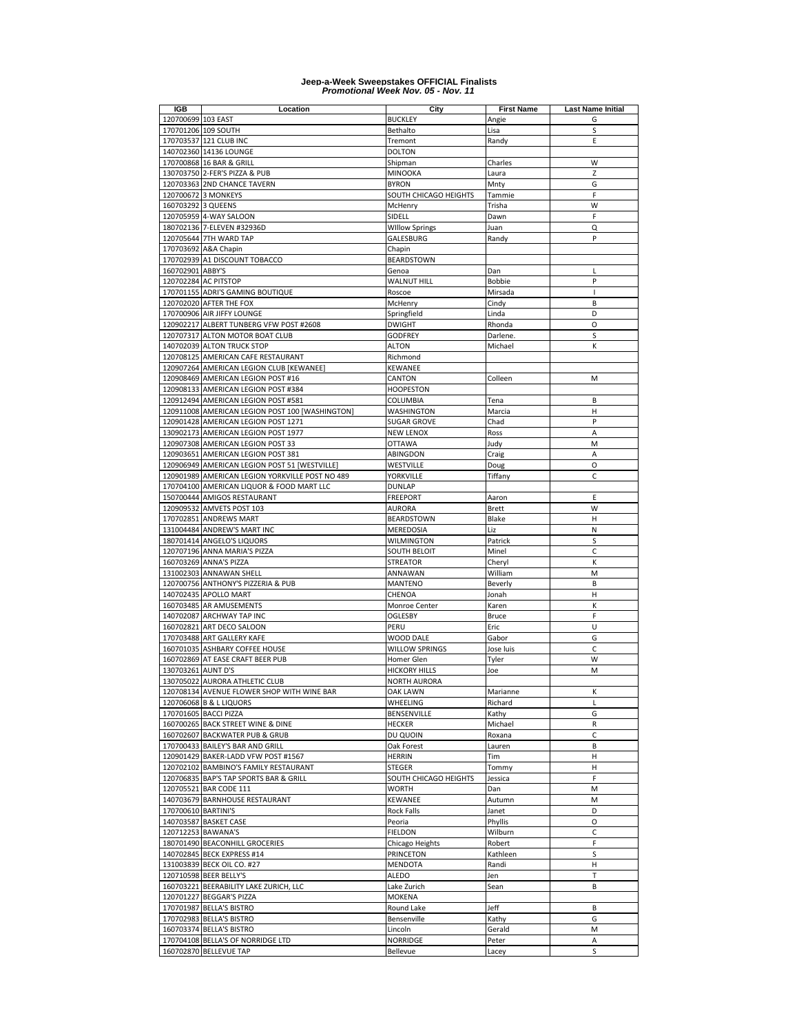# Jeep-a-Week Sweepstakes OFFICIAL Finalists

*Promotional Week Nov. 05 - Nov. 11*

| IGB | Location | City | First Name | Last Name Initial |
|---|---|---|---|---|
| 120700699 | 103 EAST | BUCKLEY | Angie | G |
| 170701206 | 109 SOUTH | Bethalto | Lisa | S |
| 170703537 | 121 CLUB INC | Tremont | Randy | E |
| 140702360 | 14136 LOUNGE | DOLTON | | |
| 170700868 | 16 BAR & GRILL | Shipman | Charles | W |
| 130703750 | 2-FER'S PIZZA & PUB | MINOOKA | Laura | Z |
| 120703363 | 2ND CHANCE TAVERN | BYRON | Mnty | G |
| 120700672 | 3 MONKEYS | SOUTH CHICAGO HEIGHTS | Tammie | F |
| 160703292 | 3 QUEENS | McHenry | Trisha | W |
| 120705959 | 4-WAY SALOON | SIDELL | Dawn | F |
| 180702136 | 7-ELEVEN #32936D | WIllow Springs | Juan | Q |
| 120705644 | 7TH WARD TAP | GALESBURG | Randy | P |
| 170703692 | A&A Chapin | Chapin | | |
| 170702939 | A1 DISCOUNT TOBACCO | BEARDSTOWN | | |
| 160702901 | ABBY'S | Genoa | Dan | L |
| 120702284 | AC PITSTOP | WALNUT HILL | Bobbie | P |
| 170701155 | ADRI'S GAMING BOUTIQUE | Roscoe | Mirsada | I |
| 120702020 | AFTER THE FOX | McHenry | Cindy | B |
| 170700906 | AIR JIFFY LOUNGE | Springfield | Linda | D |
| 120902217 | ALBERT TUNBERG VFW POST #2608 | DWIGHT | Rhonda | O |
| 120707317 | ALTON MOTOR BOAT CLUB | GODFREY | Darlene. | S |
| 140702039 | ALTON TRUCK STOP | ALTON | Michael | K |
| 120708125 | AMERICAN CAFE RESTAURANT | Richmond | | |
| 120907264 | AMERICAN LEGION CLUB [KEWANEE] | KEWANEE | | |
| 120908469 | AMERICAN LEGION POST #16 | CANTON | Colleen | M |
| 120908133 | AMERICAN LEGION POST #384 | HOOPESTON | | |
| 120912494 | AMERICAN LEGION POST #581 | COLUMBIA | Tena | B |
| 120911008 | AMERICAN LEGION POST 100 [WASHINGTON] | WASHINGTON | Marcia | H |
| 120901428 | AMERICAN LEGION POST 1271 | SUGAR GROVE | Chad | P |
| 130902173 | AMERICAN LEGION POST 1977 | NEW LENOX | Ross | A |
| 120907308 | AMERICAN LEGION POST 33 | OTTAWA | Judy | M |
| 120903651 | AMERICAN LEGION POST 381 | ABINGDON | Craig | A |
| 120906949 | AMERICAN LEGION POST 51 [WESTVILLE] | WESTVILLE | Doug | O |
| 120901989 | AMERICAN LEGION YORKVILLE POST NO 489 | YORKVILLE | Tiffany | C |
| 170704100 | AMERICAN LIQUOR & FOOD MART LLC | DUNLAP | | |
| 150700444 | AMIGOS RESTAURANT | FREEPORT | Aaron | E |
| 120909532 | AMVETS POST 103 | AURORA | Brett | W |
| 170702851 | ANDREWS MART | BEARDSTOWN | Blake | H |
| 131004484 | ANDREW'S MART INC | MEREDOSIA | Liz | N |
| 180701414 | ANGELO'S LIQUORS | WILMINGTON | Patrick | S |
| 120707196 | ANNA MARIA'S PIZZA | SOUTH BELOIT | Minel | C |
| 160703269 | ANNA'S PIZZA | STREATOR | Cheryl | K |
| 131002303 | ANNAWAN SHELL | ANNAWAN | William | M |
| 120700756 | ANTHONY'S PIZZERIA & PUB | MANTENO | Beverly | B |
| 140702435 | APOLLO MART | CHENOA | Jonah | H |
| 160703485 | AR AMUSEMENTS | Monroe Center | Karen | K |
| 140702087 | ARCHWAY TAP INC | OGLESBY | Bruce | F |
| 160702821 | ART DECO SALOON | PERU | Eric | U |
| 170703488 | ART GALLERY KAFE | WOOD DALE | Gabor | G |
| 160701035 | ASHBARY COFFEE HOUSE | WILLOW SPRINGS | Jose luis | C |
| 160702869 | AT EASE CRAFT BEER PUB | Homer Glen | Tyler | W |
| 130703261 | AUNT D'S | HICKORY HILLS | Joe | M |
| 130705022 | AURORA ATHLETIC CLUB | NORTH AURORA | | |
| 120708134 | AVENUE FLOWER SHOP WITH WINE BAR | OAK LAWN | Marianne | K |
| 120706068 | B & L LIQUORS | WHEELING | Richard | L |
| 170701605 | BACCI PIZZA | BENSENVILLE | Kathy | G |
| 160700265 | BACK STREET WINE & DINE | HECKER | Michael | R |
| 160702607 | BACKWATER PUB & GRUB | DU QUOIN | Roxana | C |
| 170700433 | BAILEY'S BAR AND GRILL | Oak Forest | Lauren | B |
| 120901429 | BAKER-LADD VFW POST #1567 | HERRIN | Tim | H |
| 120702102 | BAMBINO'S FAMILY RESTAURANT | STEGER | Tommy | H |
| 120706835 | BAP'S TAP SPORTS BAR & GRILL | SOUTH CHICAGO HEIGHTS | Jessica | F |
| 120705521 | BAR CODE 111 | WORTH | Dan | M |
| 140703679 | BARNHOUSE RESTAURANT | KEWANEE | Autumn | M |
| 170700610 | BARTINI'S | Rock Falls | Janet | D |
| 140703587 | BASKET CASE | Peoria | Phyllis | O |
| 120712253 | BAWANA'S | FIELDON | Wilburn | C |
| 180701490 | BEACONHILL GROCERIES | Chicago Heights | Robert | F |
| 140702845 | BECK EXPRESS #14 | PRINCETON | Kathleen | S |
| 131003839 | BECK OIL CO. #27 | MENDOTA | Randi | H |
| 120710598 | BEER BELLY'S | ALEDO | Jen | T |
| 160703221 | BEERABILITY LAKE ZURICH, LLC | Lake Zurich | Sean | B |
| 120701227 | BEGGAR'S PIZZA | MOKENA | | |
| 170701987 | BELLA'S BISTRO | Round Lake | Jeff | B |
| 170702983 | BELLA'S BISTRO | Bensenville | Kathy | G |
| 160703374 | BELLA'S BISTRO | Lincoln | Gerald | M |
| 170704108 | BELLA'S OF NORRIDGE LTD | NORRIDGE | Peter | A |
| 160702870 | BELLEVUE TAP | Bellevue | Lacey | S |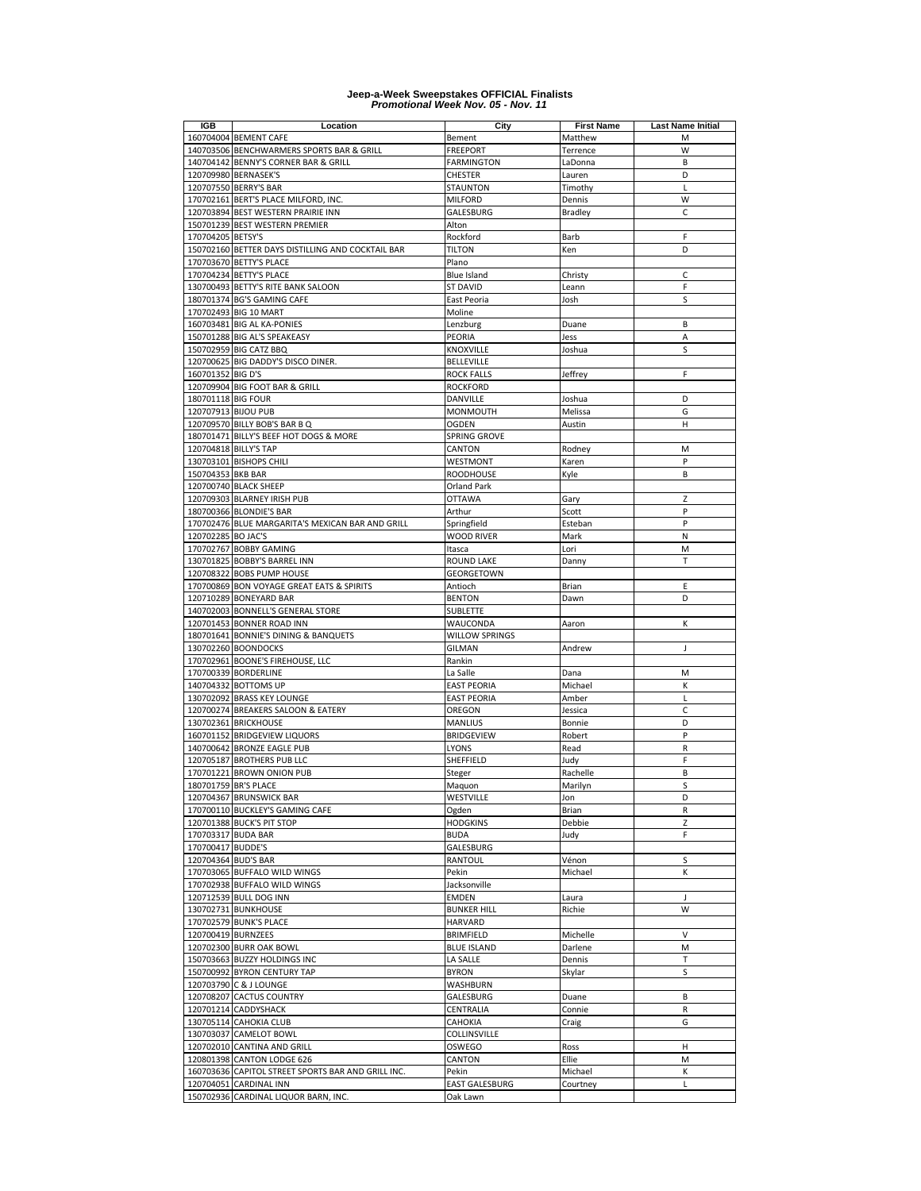# Jeep-a-Week Sweepstakes OFFICIAL Finalists
## *Promotional Week Nov. 05 - Nov. 11*

| IGB | Location | City | First Name | Last Name Initial |
|---|---|---|---|---|
| 160704004 | BEMENT CAFE | Bement | Matthew | M |
| 140703506 | BENCHWARMERS SPORTS BAR & GRILL | FREEPORT | Terrence | W |
| 140704142 | BENNY'S CORNER BAR & GRILL | FARMINGTON | LaDonna | B |
| 120709980 | BERNASEK'S | CHESTER | Lauren | D |
| 120707550 | BERRY'S BAR | STAUNTON | Timothy | L |
| 170702161 | BERT'S PLACE MILFORD, INC. | MILFORD | Dennis | W |
| 120703894 | BEST WESTERN PRAIRIE INN | GALESBURG | Bradley | C |
| 150701239 | BEST WESTERN PREMIER | Alton | | |
| 170704205 | BETSY'S | Rockford | Barb | F |
| 150702160 | BETTER DAYS DISTILLING AND COCKTAIL BAR | TILTON | Ken | D |
| 170703670 | BETTY'S PLACE | Plano | | |
| 170704234 | BETTY'S PLACE | Blue Island | Christy | C |
| 130700493 | BETTY'S RITE BANK SALOON | ST DAVID | Leann | F |
| 180701374 | BG'S GAMING CAFE | East Peoria | Josh | S |
| 170702493 | BIG 10 MART | Moline | | |
| 160703481 | BIG AL KA-PONIES | Lenzburg | Duane | B |
| 150701288 | BIG AL'S SPEAKEASY | PEORIA | Jess | A |
| 150702959 | BIG CATZ BBQ | KNOXVILLE | Joshua | S |
| 120700625 | BIG DADDY'S DISCO DINER. | BELLEVILLE | | |
| 160701352 | BIG D'S | ROCK FALLS | Jeffrey | F |
| 120709904 | BIG FOOT BAR & GRILL | ROCKFORD | | |
| 180701118 | BIG FOUR | DANVILLE | Joshua | D |
| 120707913 | BIJOU PUB | MONMOUTH | Melissa | G |
| 120709570 | BILLY BOB'S BAR B Q | OGDEN | Austin | H |
| 180701471 | BILLY'S BEEF HOT DOGS & MORE | SPRING GROVE | | |
| 120704818 | BILLY'S TAP | CANTON | Rodney | M |
| 130703101 | BISHOPS CHILI | WESTMONT | Karen | P |
| 150704353 | BKB BAR | ROODHOUSE | Kyle | B |
| 120700740 | BLACK SHEEP | Orland Park | | |
| 120709303 | BLARNEY IRISH PUB | OTTAWA | Gary | Z |
| 180700366 | BLONDIE'S BAR | Arthur | Scott | P |
| 170702476 | BLUE MARGARITA'S MEXICAN BAR AND GRILL | Springfield | Esteban | P |
| 120702285 | BO JAC'S | WOOD RIVER | Mark | N |
| 170702767 | BOBBY GAMING | Itasca | Lori | M |
| 130701825 | BOBBY'S BARREL INN | ROUND LAKE | Danny | T |
| 120708322 | BOBS PUMP HOUSE | GEORGETOWN | | |
| 170700869 | BON VOYAGE GREAT EATS & SPIRITS | Antioch | Brian | E |
| 120710289 | BONEYARD BAR | BENTON | Dawn | D |
| 140702003 | BONNELL'S GENERAL STORE | SUBLETTE | | |
| 120701453 | BONNER ROAD INN | WAUCONDA | Aaron | K |
| 180701641 | BONNIE'S DINING & BANQUETS | WILLOW SPRINGS | | |
| 130702260 | BOONDOCKS | GILMAN | Andrew | J |
| 170702961 | BOONE'S FIREHOUSE, LLC | Rankin | | |
| 170700339 | BORDERLINE | La Salle | Dana | M |
| 140704332 | BOTTOMS UP | EAST PEORIA | Michael | K |
| 130702092 | BRASS KEY LOUNGE | EAST PEORIA | Amber | L |
| 120700274 | BREAKERS SALOON & EATERY | OREGON | Jessica | C |
| 130702361 | BRICKHOUSE | MANLIUS | Bonnie | D |
| 160701152 | BRIDGEVIEW LIQUORS | BRIDGEVIEW | Robert | P |
| 140700642 | BRONZE EAGLE PUB | LYONS | Read | R |
| 120705187 | BROTHERS PUB LLC | SHEFFIELD | Judy | F |
| 170701221 | BROWN ONION PUB | Steger | Rachelle | B |
| 180701759 | BR'S PLACE | Maquon | Marilyn | S |
| 120704367 | BRUNSWICK BAR | WESTVILLE | Jon | D |
| 170700110 | BUCKLEY'S GAMING CAFE | Ogden | Brian | R |
| 120701388 | BUCK'S PIT STOP | HODGKINS | Debbie | Z |
| 170703317 | BUDA BAR | BUDA | Judy | F |
| 170700417 | BUDDE'S | GALESBURG | | |
| 120704364 | BUD'S BAR | RANTOUL | Vénon | S |
| 170703065 | BUFFALO WILD WINGS | Pekin | Michael | K |
| 170702938 | BUFFALO WILD WINGS | Jacksonville | | |
| 120712539 | BULL DOG INN | EMDEN | Laura | J |
| 130702731 | BUNKHOUSE | BUNKER HILL | Richie | W |
| 170702579 | BUNK'S PLACE | HARVARD | | |
| 120700419 | BURNZEES | BRIMFIELD | Michelle | V |
| 120702300 | BURR OAK BOWL | BLUE ISLAND | Darlene | M |
| 150703663 | BUZZY HOLDINGS INC | LA SALLE | Dennis | T |
| 150700992 | BYRON CENTURY TAP | BYRON | Skylar | S |
| 120703790 | C & J LOUNGE | WASHBURN | | |
| 120708207 | CACTUS COUNTRY | GALESBURG | Duane | B |
| 120701214 | CADDYSHACK | CENTRALIA | Connie | R |
| 130705114 | CAHOKIA CLUB | CAHOKIA | Craig | G |
| 130703037 | CAMELOT BOWL | COLLINSVILLE | | |
| 120702010 | CANTINA AND GRILL | OSWEGO | Ross | H |
| 120801398 | CANTON LODGE 626 | CANTON | Ellie | M |
| 160703636 | CAPITOL STREET SPORTS BAR AND GRILL INC. | Pekin | Michael | K |
| 120704051 | CARDINAL INN | EAST GALESBURG | Courtney | L |
| 150702936 | CARDINAL LIQUOR BARN, INC. | Oak Lawn | | |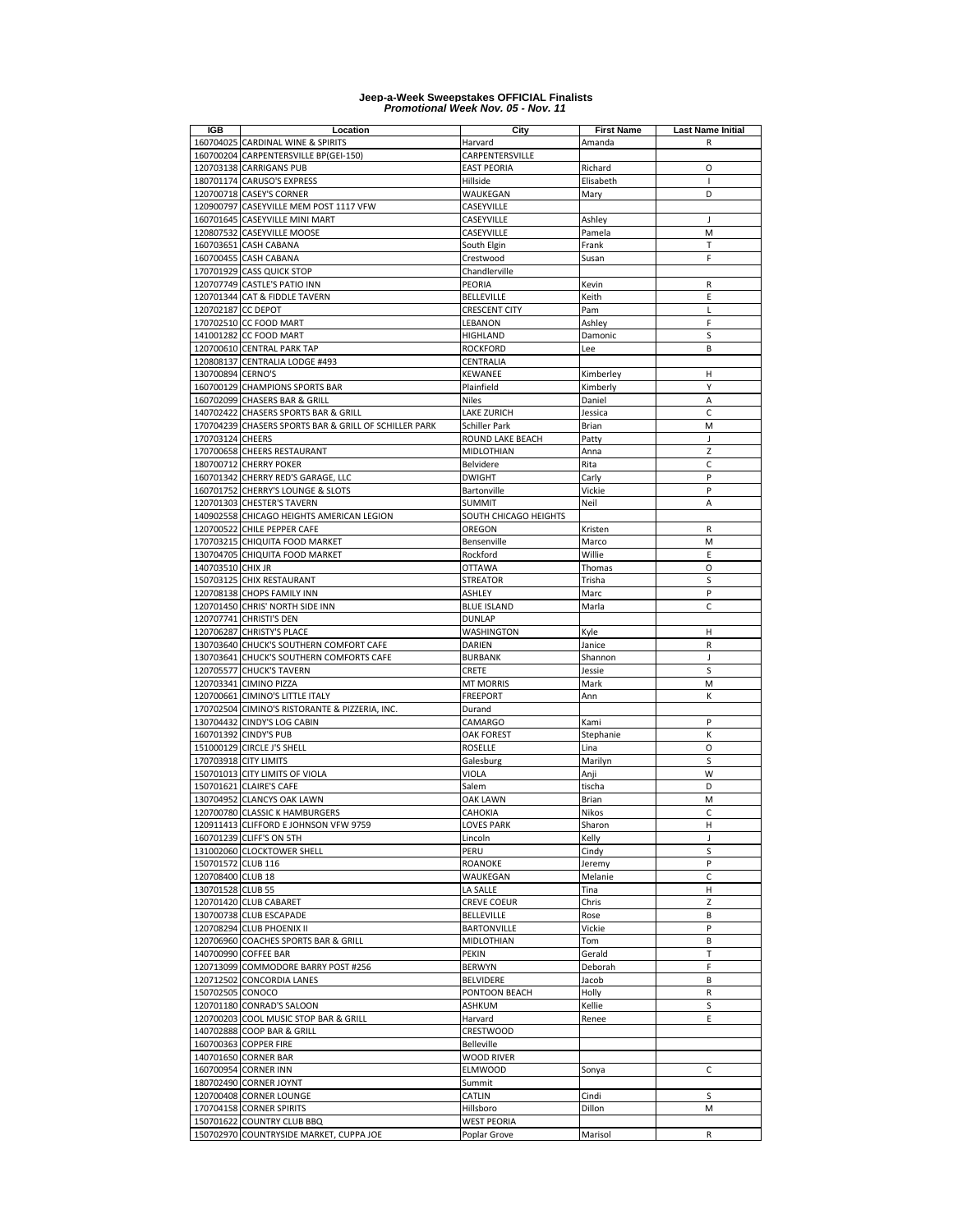# Jeep-a-Week Sweepstakes OFFICIAL Finalists
*Promotional Week Nov. 05 - Nov. 11*

| IGB | Location | City | First Name | Last Name Initial |
|---|---|---|---|---|
| 160704025 | CARDINAL WINE & SPIRITS | Harvard | Amanda | R |
| 160700204 | CARPENTERSVILLE BP(GEI-150) | CARPENTERSVILLE | | |
| 120703138 | CARRIGANS PUB | EAST PEORIA | Richard | O |
| 180701174 | CARUSO'S EXPRESS | Hillside | Elisabeth | I |
| 120700718 | CASEY'S CORNER | WAUKEGAN | Mary | D |
| 120900797 | CASEYVILLE MEM POST 1117 VFW | CASEYVILLE | | |
| 160701645 | CASEYVILLE MINI MART | CASEYVILLE | Ashley | J |
| 120807532 | CASEYVILLE MOOSE | CASEYVILLE | Pamela | M |
| 160703651 | CASH CABANA | South Elgin | Frank | T |
| 160700455 | CASH CABANA | Crestwood | Susan | F |
| 170701929 | CASS QUICK STOP | Chandlerville | | |
| 120707749 | CASTLE'S PATIO INN | PEORIA | Kevin | R |
| 120701344 | CAT & FIDDLE TAVERN | BELLEVILLE | Keith | E |
| 120702187 | CC DEPOT | CRESCENT CITY | Pam | L |
| 170702510 | CC FOOD MART | LEBANON | Ashley | F |
| 141001282 | CC FOOD MART | HIGHLAND | Damonic | S |
| 120700610 | CENTRAL PARK TAP | ROCKFORD | Lee | B |
| 120808137 | CENTRALIA LODGE #493 | CENTRALIA | | |
| 130700894 | CERNO'S | KEWANEE | Kimberley | H |
| 160700129 | CHAMPIONS SPORTS BAR | Plainfield | Kimberly | Y |
| 160702099 | CHASERS BAR & GRILL | Niles | Daniel | A |
| 140702422 | CHASERS SPORTS BAR & GRILL | LAKE ZURICH | Jessica | C |
| 170704239 | CHASERS SPORTS BAR & GRILL OF SCHILLER PARK | Schiller Park | Brian | M |
| 170703124 | CHEERS | ROUND LAKE BEACH | Patty | J |
| 170700658 | CHEERS RESTAURANT | MIDLOTHIAN | Anna | Z |
| 180700712 | CHERRY POKER | Belvidere | Rita | C |
| 160701342 | CHERRY RED'S GARAGE, LLC | DWIGHT | Carly | P |
| 160701752 | CHERRY'S LOUNGE & SLOTS | Bartonville | Vickie | P |
| 120701303 | CHESTER'S TAVERN | SUMMIT | Neil | A |
| 140902558 | CHICAGO HEIGHTS AMERICAN LEGION | SOUTH CHICAGO HEIGHTS | | |
| 120700522 | CHILE PEPPER CAFE | OREGON | Kristen | R |
| 170703215 | CHIQUITA FOOD MARKET | Bensenville | Marco | M |
| 130704705 | CHIQUITA FOOD MARKET | Rockford | Willie | E |
| 140703510 | CHIX JR | OTTAWA | Thomas | O |
| 150703125 | CHIX RESTAURANT | STREATOR | Trisha | S |
| 120708138 | CHOPS FAMILY INN | ASHLEY | Marc | P |
| 120701450 | CHRIS' NORTH SIDE INN | BLUE ISLAND | Marla | C |
| 120707741 | CHRISTI'S DEN | DUNLAP | | |
| 120706287 | CHRISTY'S PLACE | WASHINGTON | Kyle | H |
| 130703640 | CHUCK'S SOUTHERN COMFORT CAFE | DARIEN | Janice | R |
| 130703641 | CHUCK'S SOUTHERN COMFORTS CAFE | BURBANK | Shannon | J |
| 120705577 | CHUCK'S TAVERN | CRETE | Jessie | S |
| 120703341 | CIMINO PIZZA | MT MORRIS | Mark | M |
| 120700661 | CIMINO'S LITTLE ITALY | FREEPORT | Ann | K |
| 170702504 | CIMINO'S RISTORANTE & PIZZERIA, INC. | Durand | | |
| 130704432 | CINDY'S LOG CABIN | CAMARGO | Kami | P |
| 160701392 | CINDY'S PUB | OAK FOREST | Stephanie | K |
| 151000129 | CIRCLE J'S SHELL | ROSELLE | Lina | O |
| 170703918 | CITY LIMITS | Galesburg | Marilyn | S |
| 150701013 | CITY LIMITS OF VIOLA | VIOLA | Anji | W |
| 150701621 | CLAIRE'S CAFE | Salem | tischa | D |
| 130704952 | CLANCYS OAK LAWN | OAK LAWN | Brian | M |
| 120700780 | CLASSIC K HAMBURGERS | CAHOKIA | Nikos | C |
| 120911413 | CLIFFORD E JOHNSON VFW 9759 | LOVES PARK | Sharon | H |
| 160701239 | CLIFF'S ON 5TH | Lincoln | Kelly | J |
| 131002060 | CLOCKTOWER SHELL | PERU | Cindy | S |
| 150701572 | CLUB 116 | ROANOKE | Jeremy | P |
| 120708400 | CLUB 18 | WAUKEGAN | Melanie | C |
| 130701528 | CLUB 55 | LA SALLE | Tina | H |
| 120701420 | CLUB CABARET | CREVE COEUR | Chris | Z |
| 130700738 | CLUB ESCAPADE | BELLEVILLE | Rose | B |
| 120708294 | CLUB PHOENIX II | BARTONVILLE | Vickie | P |
| 120706960 | COACHES SPORTS BAR & GRILL | MIDLOTHIAN | Tom | B |
| 140700990 | COFFEE BAR | PEKIN | Gerald | T |
| 120713099 | COMMODORE BARRY POST #256 | BERWYN | Deborah | F |
| 120712502 | CONCORDIA LANES | BELVIDERE | Jacob | B |
| 150702505 | CONOCO | PONTOON BEACH | Holly | R |
| 120701180 | CONRAD'S SALOON | ASHKUM | Kellie | S |
| 120700203 | COOL MUSIC STOP BAR & GRILL | Harvard | Renee | E |
| 140702888 | COOP BAR & GRILL | CRESTWOOD | | |
| 160700363 | COPPER FIRE | Belleville | | |
| 140701650 | CORNER BAR | WOOD RIVER | | |
| 160700954 | CORNER INN | ELMWOOD | Sonya | C |
| 180702490 | CORNER JOYNT | Summit | | |
| 120700408 | CORNER LOUNGE | CATLIN | Cindi | S |
| 170704158 | CORNER SPIRITS | Hillsboro | Dillon | M |
| 150701622 | COUNTRY CLUB BBQ | WEST PEORIA | | |
| 150702970 | COUNTRYSIDE MARKET, CUPPA JOE | Poplar Grove | Marisol | R |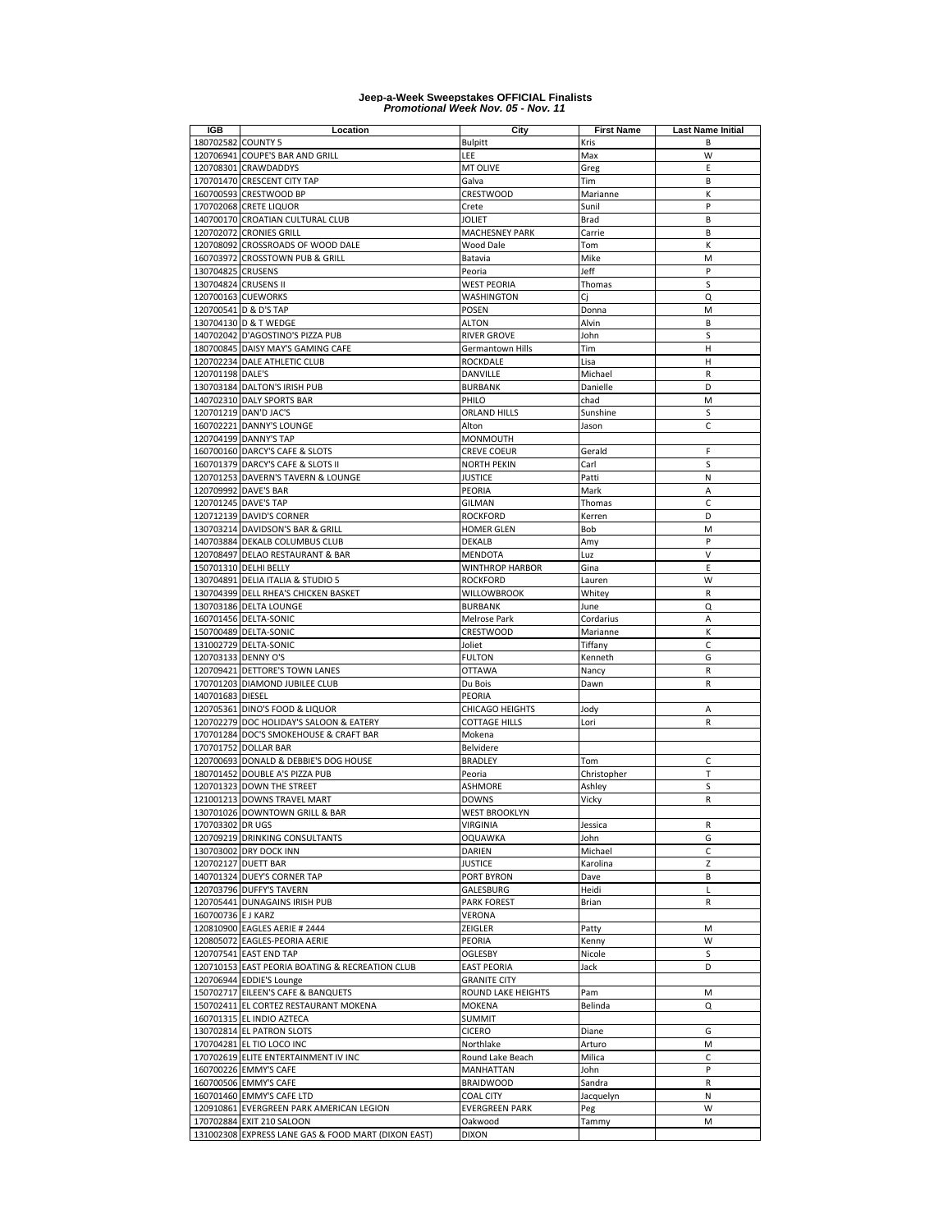# Jeep-a-Week Sweepstakes OFFICIAL Finalists
***Promotional Week Nov. 05 - Nov. 11***

| IGB | Location | City | First Name | Last Name Initial |
|---|---|---|---|---|
| 180702582 | COUNTY 5 | Bulpitt | Kris | B |
| 120706941 | COUPE'S BAR AND GRILL | LEE | Max | W |
| 120708301 | CRAWDADDYS | MT OLIVE | Greg | E |
| 170701470 | CRESCENT CITY TAP | Galva | Tim | B |
| 160700593 | CRESTWOOD BP | CRESTWOOD | Marianne | K |
| 170702068 | CRETE LIQUOR | Crete | Sunil | P |
| 140700170 | CROATIAN CULTURAL CLUB | JOLIET | Brad | B |
| 120702072 | CRONIES GRILL | MACHESNEY PARK | Carrie | B |
| 120708092 | CROSSROADS OF WOOD DALE | Wood Dale | Tom | K |
| 160703972 | CROSSTOWN PUB & GRILL | Batavia | Mike | M |
| 130704825 | CRUSENS | Peoria | Jeff | P |
| 130704824 | CRUSENS II | WEST PEORIA | Thomas | S |
| 120700163 | CUEWORKS | WASHINGTON | Cj | Q |
| 120700541 | D & D'S TAP | POSEN | Donna | M |
| 130704130 | D & T WEDGE | ALTON | Alvin | B |
| 140702042 | D'AGOSTINO'S PIZZA PUB | RIVER GROVE | John | S |
| 180700845 | DAISY MAY'S GAMING CAFE | Germantown Hills | Tim | H |
| 120702234 | DALE ATHLETIC CLUB | ROCKDALE | Lisa | H |
| 120701198 | DALE'S | DANVILLE | Michael | R |
| 130703184 | DALTON'S IRISH PUB | BURBANK | Danielle | D |
| 140702310 | DALY SPORTS BAR | PHILO | chad | M |
| 120701219 | DAN'D JAC'S | ORLAND HILLS | Sunshine | S |
| 160702221 | DANNY'S LOUNGE | Alton | Jason | C |
| 120704199 | DANNY'S TAP | MONMOUTH | | |
| 160700160 | DARCY'S CAFE & SLOTS | CREVE COEUR | Gerald | F |
| 160701379 | DARCY'S CAFE & SLOTS II | NORTH PEKIN | Carl | S |
| 120701253 | DAVERN'S TAVERN & LOUNGE | JUSTICE | Patti | N |
| 120709992 | DAVE'S BAR | PEORIA | Mark | A |
| 120701245 | DAVE'S TAP | GILMAN | Thomas | C |
| 120712139 | DAVID'S CORNER | ROCKFORD | Kerren | D |
| 130703214 | DAVIDSON'S BAR & GRILL | HOMER GLEN | Bob | M |
| 140703884 | DEKALB COLUMBUS CLUB | DEKALB | Amy | P |
| 120708497 | DELAO RESTAURANT & BAR | MENDOTA | Luz | V |
| 150701310 | DELHI BELLY | WINTHROP HARBOR | Gina | E |
| 130704891 | DELIA ITALIA & STUDIO 5 | ROCKFORD | Lauren | W |
| 130704399 | DELL RHEA'S CHICKEN BASKET | WILLOWBROOK | Whitey | R |
| 130703186 | DELTA LOUNGE | BURBANK | June | Q |
| 160701456 | DELTA-SONIC | Melrose Park | Cordarius | A |
| 150700489 | DELTA-SONIC | CRESTWOOD | Marianne | K |
| 131002729 | DELTA-SONIC | Joliet | Tiffany | C |
| 120703133 | DENNY O'S | FULTON | Kenneth | G |
| 120709421 | DETTORE'S TOWN LANES | OTTAWA | Nancy | R |
| 170701203 | DIAMOND JUBILEE CLUB | Du Bois | Dawn | R |
| 140701683 | DIESEL | PEORIA | | |
| 120705361 | DINO'S FOOD & LIQUOR | CHICAGO HEIGHTS | Jody | A |
| 120702279 | DOC HOLIDAY'S SALOON & EATERY | COTTAGE HILLS | Lori | R |
| 170701284 | DOC'S SMOKEHOUSE & CRAFT BAR | Mokena | | |
| 170701752 | DOLLAR BAR | Belvidere | | |
| 120700693 | DONALD & DEBBIE'S DOG HOUSE | BRADLEY | Tom | C |
| 180701452 | DOUBLE A'S PIZZA PUB | Peoria | Christopher | T |
| 120701323 | DOWN THE STREET | ASHMORE | Ashley | S |
| 121001213 | DOWNS TRAVEL MART | DOWNS | Vicky | R |
| 130701026 | DOWNTOWN GRILL & BAR | WEST BROOKLYN | | |
| 170703302 | DR UGS | VIRGINIA | Jessica | R |
| 120709219 | DRINKING CONSULTANTS | OQUAWKA | John | G |
| 130703002 | DRY DOCK INN | DARIEN | Michael | C |
| 120702127 | DUETT BAR | JUSTICE | Karolina | Z |
| 140701324 | DUEY'S CORNER TAP | PORT BYRON | Dave | B |
| 120703796 | DUFFY'S TAVERN | GALESBURG | Heidi | L |
| 120705441 | DUNAGAINS IRISH PUB | PARK FOREST | Brian | R |
| 160700736 | E J KARZ | VERONA | | |
| 120810900 | EAGLES AERIE # 2444 | ZEIGLER | Patty | M |
| 120805072 | EAGLES-PEORIA AERIE | PEORIA | Kenny | W |
| 120707541 | EAST END TAP | OGLESBY | Nicole | S |
| 120710153 | EAST PEORIA BOATING & RECREATION CLUB | EAST PEORIA | Jack | D |
| 120706944 | EDDIE'S Lounge | GRANITE CITY | | |
| 150702717 | EILEEN'S CAFE & BANQUETS | ROUND LAKE HEIGHTS | Pam | M |
| 150702411 | EL CORTEZ RESTAURANT MOKENA | MOKENA | Belinda | Q |
| 160701315 | EL INDIO AZTECA | SUMMIT | | |
| 130702814 | EL PATRON SLOTS | CICERO | Diane | G |
| 170704281 | EL TIO LOCO INC | Northlake | Arturo | M |
| 170702619 | ELITE ENTERTAINMENT IV INC | Round Lake Beach | Milica | C |
| 160700226 | EMMY'S CAFE | MANHATTAN | John | P |
| 160700506 | EMMY'S CAFE | BRAIDWOOD | Sandra | R |
| 160701460 | EMMY'S CAFE LTD | COAL CITY | Jacquelyn | N |
| 120910861 | EVERGREEN PARK AMERICAN LEGION | EVERGREEN PARK | Peg | W |
| 170702884 | EXIT 210 SALOON | Oakwood | Tammy | M |
| 131002308 | EXPRESS LANE GAS & FOOD MART (DIXON EAST) | DIXON | | |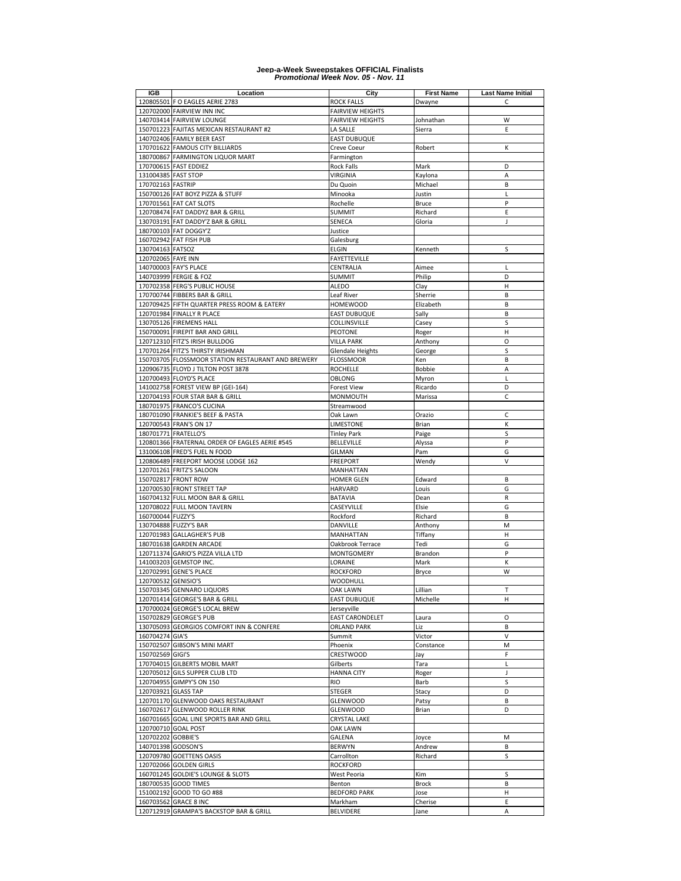# Jeep-a-Week Sweepstakes OFFICIAL Finalists
*Promotional Week Nov. 05 - Nov. 11*

| IGB | Location | City | First Name | Last Name Initial |
|---|---|---|---|---|
| 120805501 | F O EAGLES AERIE 2783 | ROCK FALLS | Dwayne | C |
| 120702000 | FAIRVIEW INN INC | FAIRVIEW HEIGHTS | | |
| 140703414 | FAIRVIEW LOUNGE | FAIRVIEW HEIGHTS | Johnathan | W |
| 150701223 | FAJITAS MEXICAN RESTAURANT #2 | LA SALLE | Sierra | E |
| 140702406 | FAMILY BEER EAST | EAST DUBUQUE | | |
| 170701622 | FAMOUS CITY BILLIARDS | Creve Coeur | Robert | K |
| 180700867 | FARMINGTON LIQUOR MART | Farmington | | |
| 170700615 | FAST EDDIEZ | Rock Falls | Mark | D |
| 131004385 | FAST STOP | VIRGINIA | Kaylona | A |
| 170702163 | FASTRIP | Du Quoin | Michael | B |
| 150700126 | FAT BOYZ PIZZA & STUFF | Minooka | Justin | L |
| 170701561 | FAT CAT SLOTS | Rochelle | Bruce | P |
| 120708474 | FAT DADDYZ BAR & GRILL | SUMMIT | Richard | E |
| 130703191 | FAT DADDY'Z BAR & GRILL | SENECA | Gloria | J |
| 180700103 | FAT DOGGY'Z | Justice | | |
| 160702942 | FAT FISH PUB | Galesburg | | |
| 130704163 | FATSOZ | ELGIN | Kenneth | S |
| 120702065 | FAYE INN | FAYETTEVILLE | | |
| 140700003 | FAY'S PLACE | CENTRALIA | Aimee | L |
| 140703999 | FERGIE & FOZ | SUMMIT | Philip | D |
| 170702358 | FERG'S PUBLIC HOUSE | ALEDO | Clay | H |
| 170700744 | FIBBERS BAR & GRILL | Leaf River | Sherrie | B |
| 120709425 | FIFTH QUARTER PRESS ROOM & EATERY | HOMEWOOD | Elizabeth | B |
| 120701984 | FINALLY R PLACE | EAST DUBUQUE | Sally | B |
| 130705126 | FIREMENS HALL | COLLINSVILLE | Casey | S |
| 150700091 | FIREPIT BAR AND GRILL | PEOTONE | Roger | H |
| 120712310 | FITZ'S IRISH BULLDOG | VILLA PARK | Anthony | O |
| 170701264 | FITZ'S THIRSTY IRISHMAN | Glendale Heights | George | S |
| 150703705 | FLOSSMOOR STATION RESTAURANT AND BREWERY | FLOSSMOOR | Ken | B |
| 120906735 | FLOYD J TILTON POST 3878 | ROCHELLE | Bobbie | A |
| 120700493 | FLOYD'S PLACE | OBLONG | Myron | L |
| 141002758 | FOREST VIEW BP (GEI-164) | Forest View | Ricardo | D |
| 120704193 | FOUR STAR BAR & GRILL | MONMOUTH | Marissa | C |
| 180701975 | FRANCO'S CUCINA | Streamwood | | |
| 180701090 | FRANKIE'S BEEF & PASTA | Oak Lawn | Orazio | C |
| 120700543 | FRAN'S ON 17 | LIMESTONE | Brian | K |
| 180701771 | FRATELLO'S | Tinley Park | Paige | S |
| 120801366 | FRATERNAL ORDER OF EAGLES AERIE #545 | BELLEVILLE | Alyssa | P |
| 131006108 | FRED'S FUEL N FOOD | GILMAN | Pam | G |
| 120806489 | FREEPORT MOOSE LODGE 162 | FREEPORT | Wendy | V |
| 120701261 | FRITZ'S SALOON | MANHATTAN | | |
| 150702817 | FRONT ROW | HOMER GLEN | Edward | B |
| 120700530 | FRONT STREET TAP | HARVARD | Louis | G |
| 160704132 | FULL MOON BAR & GRILL | BATAVIA | Dean | R |
| 120708022 | FULL MOON TAVERN | CASEYVILLE | Elsie | G |
| 160700044 | FUZZY'S | Rockford | Richard | B |
| 130704888 | FUZZY'S BAR | DANVILLE | Anthony | M |
| 120701983 | GALLAGHER'S PUB | MANHATTAN | Tiffany | H |
| 180701638 | GARDEN ARCADE | Oakbrook Terrace | Tedi | G |
| 120711374 | GARIO'S PIZZA VILLA LTD | MONTGOMERY | Brandon | P |
| 141003203 | GEMSTOP INC. | LORAINE | Mark | K |
| 120702991 | GENE'S PLACE | ROCKFORD | Bryce | W |
| 120700532 | GENISIO'S | WOODHULL | | |
| 150703345 | GENNARO LIQUORS | OAK LAWN | Lillian | T |
| 120701414 | GEORGE'S BAR & GRILL | EAST DUBUQUE | Michelle | H |
| 170700024 | GEORGE'S LOCAL BREW | Jerseyville | | |
| 150702829 | GEORGE'S PUB | EAST CARONDELET | Laura | O |
| 130705093 | GEORGIOS COMFORT INN & CONFERE | ORLAND PARK | Liz | B |
| 160704274 | GIA'S | Summit | Victor | V |
| 150702507 | GIBSON'S MINI MART | Phoenix | Constance | M |
| 150702569 | GIGI'S | CRESTWOOD | Jay | F |
| 170704015 | GILBERTS MOBIL MART | Gilberts | Tara | L |
| 120705012 | GILS SUPPER CLUB LTD | HANNA CITY | Roger | J |
| 120704955 | GIMPY'S ON 150 | RIO | Barb | S |
| 120703921 | GLASS TAP | STEGER | Stacy | D |
| 120701170 | GLENWOOD OAKS RESTAURANT | GLENWOOD | Patsy | B |
| 160702617 | GLENWOOD ROLLER RINK | GLENWOOD | Brian | D |
| 160701665 | GOAL LINE SPORTS BAR AND GRILL | CRYSTAL LAKE | | |
| 120700710 | GOAL POST | OAK LAWN | | |
| 120702202 | GOBBIE'S | GALENA | Joyce | M |
| 140701398 | GODSON'S | BERWYN | Andrew | B |
| 120709780 | GOETTENS OASIS | Carrollton | Richard | S |
| 120702066 | GOLDEN GIRLS | ROCKFORD | | |
| 160701245 | GOLDIE'S LOUNGE & SLOTS | West Peoria | Kim | S |
| 180700535 | GOOD TIMES | Benton | Brock | B |
| 151002192 | GOOD TO GO #88 | BEDFORD PARK | Jose | H |
| 160703562 | GRACE 8 INC | Markham | Cherise | E |
| 120712919 | GRAMPA'S BACKSTOP BAR & GRILL | BELVIDERE | Jane | A |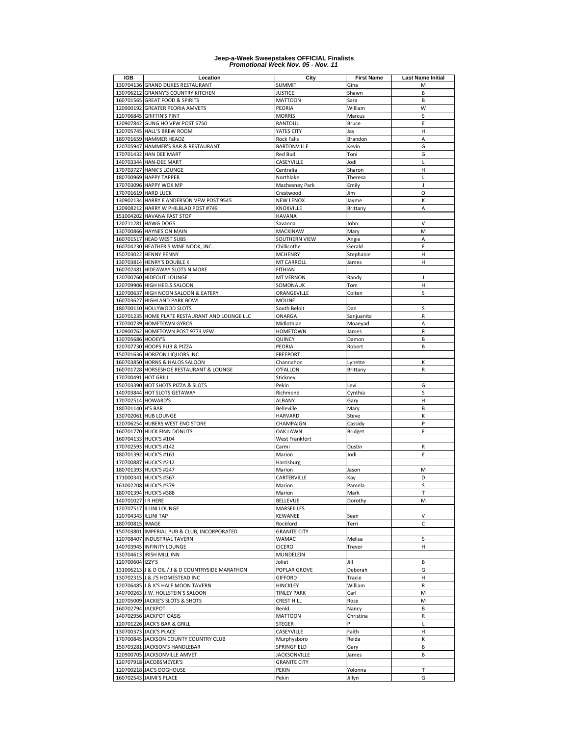# Jeep-a-Week Sweepstakes OFFICIAL Finalists
## *Promotional Week Nov. 05 - Nov. 11*

| IGB | Location | City | First Name | Last Name Initial |
|---|---|---|---|---|
| 130704136 | GRAND DUKES RESTAURANT | SUMMIT | Gina | M |
| 130706212 | GRANNY'S COUNTRY KITCHEN | JUSTICE | Shawn | B |
| 160701565 | GREAT FOOD & SPIRITS | MATTOON | Sara | B |
| 120900192 | GREATER PEORIA AMVETS | PEORIA | William | W |
| 120706845 | GRIFFIN'S PINT | MORRIS | Marcus | S |
| 120907842 | GUNG HO VFW POST 6750 | RANTOUL | Bruce | E |
| 120705745 | HALL'S BREW ROOM | YATES CITY | Jay | H |
| 180701659 | HAMMER HEADZ | Rock Falls | Brandon | A |
| 120705947 | HAMMER'S BAR & RESTAURANT | BARTONVILLE | Kevin | G |
| 170701432 | HAN DEE MART | Red Bud | Toni | G |
| 140703344 | HAN-DEE MART | CASEYVILLE | Jodi | L |
| 170703727 | HANK'S LOUNGE | Centralia | Sharon | H |
| 180700969 | HAPPY TAPPER | Northlake | Theresa | L |
| 170703096 | HAPPY WOK MP | Machesney Park | Emily | J |
| 170701619 | HARD LUCK | Crestwood | Jim | O |
| 130902134 | HARRY E ANDERSON VFW POST 9545 | NEW LENOX | Jayme | K |
| 120908212 | HARRY W PHILBLAD POST #749 | KNOXVILLE | Brittany | A |
| 151004202 | HAVANA FAST STOP | HAVANA | | |
| 120711281 | HAWG DOGS | Savanna | John | V |
| 130700866 | HAYNES ON MAIN | MACKINAW | Mary | M |
| 160701517 | HEAD WEST SUBS | SOUTHERN VIEW | Angie | A |
| 160704230 | HEATHER'S WINE NOOK, INC. | Chillicothe | Gerald | F |
| 150703022 | HENNY PENNY | MCHENRY | Stephanie | H |
| 130703814 | HENRY'S DOUBLE K | MT CARROLL | James | H |
| 160702481 | HIDEAWAY SLOTS N MORE | FITHIAN | | |
| 120700760 | HIDEOUT LOUNGE | MT VERNON | Randy | J |
| 120709906 | HIGH HEELS SALOON | SOMONAUK | Tom | H |
| 120700637 | HIGH NOON SALOON & EATERY | ORANGEVILLE | Colten | S |
| 160703627 | HIGHLAND PARK BOWL | MOLINE | | |
| 180700110 | HOLLYWOOD SLOTS | South Beloit | Dan | S |
| 120701235 | HOME PLATE RESTAURANT AND LOUNGE LLC | ONARGA | Sanjuanita | R |
| 170700739 | HOMETOWN GYROS | Midlothian | Moaeyad | A |
| 120900762 | HOMETOWN POST 9773 VFW | HOMETOWN | James | R |
| 130705686 | HOOEY'S | QUINCY | Damon | B |
| 120707730 | HOOPS PUB & PIZZA | PEORIA | Robert | B |
| 150701636 | HORIZON LIQUORS INC | FREEPORT | | |
| 160703850 | HORNS & HALOS SALOON | Channahon | Lynette | K |
| 160701728 | HORSESHOE RESTAURANT & LOUNGE | O'FALLON | Brittany | R |
| 170700491 | HOT GRILL | Stickney | | |
| 150703390 | HOT SHOTS PIZZA & SLOTS | Pekin | Levi | G |
| 140703844 | HOT SLOTS GETAWAY | Richmond | Cynthia | S |
| 170702514 | HOWARD'S | ALBANY | Gary | H |
| 180701140 | H'S BAR | Belleville | Mary | B |
| 130702061 | HUB LOUNGE | HARVARD | Steve | K |
| 120706254 | HUBERS WEST END STORE | CHAMPAIGN | Cassidy | P |
| 160701770 | HUCK FINN DONUTS | OAK LAWN | Bridget | F |
| 160704133 | HUCK'S #104 | West Frankfort | | |
| 170702593 | HUCK'S #142 | Carmi | Dustin | R |
| 180701392 | HUCK'S #161 | Marion | Jodi | E |
| 170700887 | HUCK'S #212 | Harrisburg | | |
| 180701393 | HUCK'S #247 | Marion | Jason | M |
| 171000341 | HUCK'S #367 | CARTERVILLE | Kay | D |
| 161002208 | HUCK'S #379 | Marion | Pamela | S |
| 180701394 | HUCK'S #388 | Marion | Mark | T |
| 140701027 | I R HERE | BELLEVUE | Dorothy | M |
| 120707517 | ILLINI LOUNGE | MARSEILLES | | |
| 120704343 | ILLINI TAP | KEWANEE | Sean | V |
| 180700815 | IMAGE | Rockford | Terri | C |
| 150703801 | IMPERIAL PUB & CLUB, INCORPORATED | GRANITE CITY | | |
| 120708407 | INDUSTRIAL TAVERN | WAMAC | Melisa | S |
| 140703945 | INFINITY LOUNGE | CICERO | Trevor | H |
| 130704613 | IRISH MILL INN | MUNDELEIN | | |
| 120700604 | IZZY'S | Joliet | Jill | B |
| 131006213 | J & D OIL / J & D COUNTRYSIDE MARATHON | POPLAR GROVE | Deborah | G |
| 130702315 | J & J'S HOMESTEAD INC | GIFFORD | Tracie | H |
| 120706485 | J & K'S HALF MOON TAVERN | HINCKLEY | William | R |
| 140700263 | J.W. HOLLSTEIN'S SALOON | TINLEY PARK | Carl | M |
| 120705009 | JACKIE'S SLOTS & SHOTS | CREST HILL | Rose | M |
| 160702794 | JACKPOT | Benld | Nancy | B |
| 140702956 | JACKPOT OASIS | MATTOON | Christina | R |
| 120701226 | JACK'S BAR & GRILL | STEGER | P | L |
| 130700373 | JACK'S PLACE | CASEYVILLE | Faith | H |
| 170700845 | JACKSON COUNTY COUNTRY CLUB | Murphysboro | Reida | K |
| 150703281 | JACKSON'S HANDLEBAR | SPRINGFIELD | Gary | B |
| 120900705 | JACKSONVILLE AMVET | JACKSONVILLE | James | B |
| 120707918 | JACOBSMEYER'S | GRANITE CITY | | |
| 120700218 | JAC'S DOGHOUSE | PEKIN | Yolonna | T |
| 160702543 | JAIMI'S PLACE | Pekin | Jillyn | G |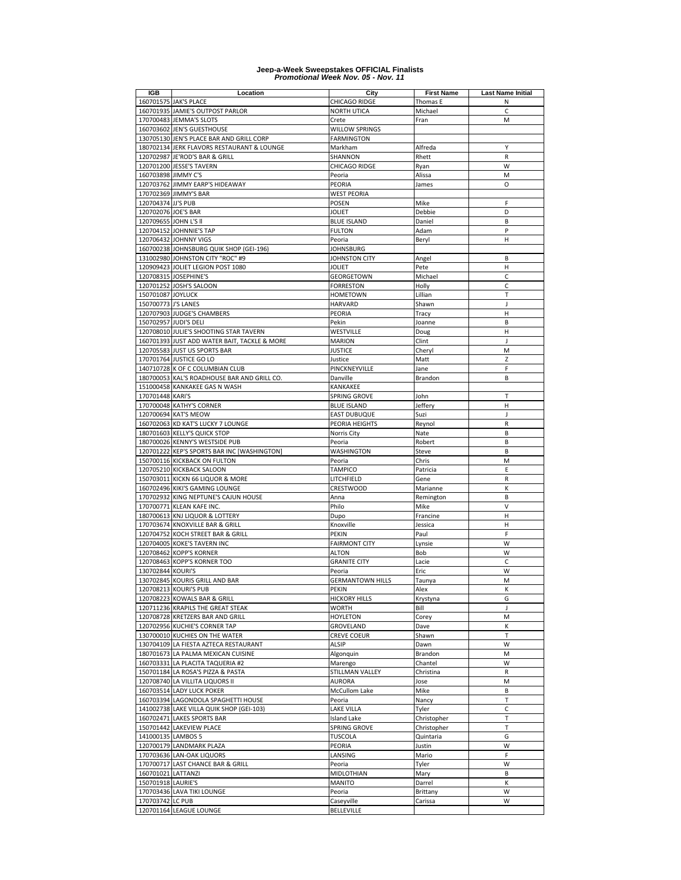**Jeep-a-Week Sweepstakes OFFICIAL Finalists**
***Promotional Week Nov. 05 - Nov. 11***

| IGB | Location | City | First Name | Last Name Initial |
|---|---|---|---|---|
| 160701575 | JAK'S PLACE | CHICAGO RIDGE | Thomas E | N |
| 160701935 | JAMIE'S OUTPOST PARLOR | NORTH UTICA | Michael | C |
| 170700483 | JEMMA'S SLOTS | Crete | Fran | M |
| 160703602 | JEN'S GUESTHOUSE | WILLOW SPRINGS | | |
| 130705130 | JEN'S PLACE BAR AND GRILL CORP | FARMINGTON | | |
| 180702134 | JERK FLAVORS RESTAURANT & LOUNGE | Markham | Alfreda | Y |
| 120702987 | JE'ROD'S BAR & GRILL | SHANNON | Rhett | R |
| 120701200 | JESSE'S TAVERN | CHICAGO RIDGE | Ryan | W |
| 160703898 | JIMMY C'S | Peoria | Alissa | M |
| 120703762 | JIMMY EARP'S HIDEAWAY | PEORIA | James | O |
| 170702369 | JIMMY'S BAR | WEST PEORIA | | |
| 120704374 | JJ'S PUB | POSEN | Mike | F |
| 120702076 | JOE'S BAR | JOLIET | Debbie | D |
| 120709655 | JOHN L'S II | BLUE ISLAND | Daniel | B |
| 120704152 | JOHNNIE'S TAP | FULTON | Adam | P |
| 120706432 | JOHNNY VIGS | Peoria | Beryl | H |
| 160700238 | JOHNSBURG QUIK SHOP (GEI-196) | JOHNSBURG | | |
| 131002980 | JOHNSTON CITY "ROC" #9 | JOHNSTON CITY | Angel | B |
| 120909423 | JOLIET LEGION POST 1080 | JOLIET | Pete | H |
| 120708315 | JOSEPHINE'S | GEORGETOWN | Michael | C |
| 120701252 | JOSH'S SALOON | FORRESTON | Holly | C |
| 150701087 | JOYLUCK | HOMETOWN | Lillian | T |
| 150700773 | J'S LANES | HARVARD | Shawn | J |
| 120707903 | JUDGE'S CHAMBERS | PEORIA | Tracy | H |
| 150702957 | JUDI'S DELI | Pekin | Joanne | B |
| 120708010 | JULIE'S SHOOTING STAR TAVERN | WESTVILLE | Doug | H |
| 160701393 | JUST ADD WATER BAIT, TACKLE & MORE | MARION | Clint | J |
| 120705583 | JUST US SPORTS BAR | JUSTICE | Cheryl | M |
| 170701764 | JUSTICE GO LO | Justice | Matt | Z |
| 140710728 | K OF C COLUMBIAN CLUB | PINCKNEYVILLE | Jane | F |
| 180700053 | KAL'S ROADHOUSE BAR AND GRILL CO. | Danville | Brandon | B |
| 151000458 | KANKAKEE GAS N WASH | KANKAKEE | | |
| 170701448 | KARI'S | SPRING GROVE | John | T |
| 170700048 | KATHY'S CORNER | BLUE ISLAND | Jeffery | H |
| 120700694 | KAT'S MEOW | EAST DUBUQUE | Suzi | J |
| 160702063 | KD KAT'S LUCKY 7 LOUNGE | PEORIA HEIGHTS | Reynol | R |
| 180701603 | KELLY'S QUICK STOP | Norris City | Nate | B |
| 180700026 | KENNY'S WESTSIDE PUB | Peoria | Robert | B |
| 120701222 | KEP'S SPORTS BAR INC [WASHINGTON] | WASHINGTON | Steve | B |
| 150700116 | KICKBACK ON FULTON | Peoria | Chris | M |
| 120705210 | KICKBACK SALOON | TAMPICO | Patricia | E |
| 150703011 | KICKN 66 LIQUOR & MORE | LITCHFIELD | Gene | R |
| 160702496 | KIKI'S GAMING LOUNGE | CRESTWOOD | Marianne | K |
| 170702932 | KING NEPTUNE'S CAJUN HOUSE | Anna | Remington | B |
| 170700771 | KLEAN KAFE INC. | Philo | Mike | V |
| 180700613 | KNJ LIQUOR & LOTTERY | Dupo | Francine | H |
| 170703674 | KNOXVILLE BAR & GRILL | Knoxville | Jessica | H |
| 120704752 | KOCH STREET BAR & GRILL | PEKIN | Paul | F |
| 120704005 | KOKE'S TAVERN INC | FAIRMONT CITY | Lynsie | W |
| 120708462 | KOPP'S KORNER | ALTON | Bob | W |
| 120708463 | KOPP'S KORNER TOO | GRANITE CITY | Lacie | C |
| 130702844 | KOURI'S | Peoria | Eric | W |
| 130702845 | KOURIS GRILL AND BAR | GERMANTOWN HILLS | Taunya | M |
| 120708213 | KOURI'S PUB | PEKIN | Alex | K |
| 120708223 | KOWALS BAR & GRILL | HICKORY HILLS | Krystyna | G |
| 120711236 | KRAPILS THE GREAT STEAK | WORTH | Bill | J |
| 120708728 | KRETZERS BAR AND GRILL | HOYLETON | Corey | M |
| 120702956 | KUCHIE'S CORNER TAP | GROVELAND | Dave | K |
| 130700010 | KUCHIES ON THE WATER | CREVE COEUR | Shawn | T |
| 130704109 | LA FIESTA AZTECA RESTAURANT | ALSIP | Dawn | W |
| 180701673 | LA PALMA MEXICAN CUISINE | Algonquin | Brandon | M |
| 160703331 | LA PLACITA TAQUERIA #2 | Marengo | Chantel | W |
| 150701184 | LA ROSA'S PIZZA & PASTA | STILLMAN VALLEY | Christina | R |
| 120708740 | LA VILLITA LIQUORS II | AURORA | Jose | M |
| 160703514 | LADY LUCK POKER | McCullom Lake | Mike | B |
| 160703394 | LAGONDOLA SPAGHETTI HOUSE | Peoria | Nancy | T |
| 141002738 | LAKE VILLA QUIK SHOP (GEI-103) | LAKE VILLA | Tyler | C |
| 160702471 | LAKES SPORTS BAR | Island Lake | Christopher | T |
| 150701442 | LAKEVIEW PLACE | SPRING GROVE | Christopher | T |
| 141000135 | LAMBOS 5 | TUSCOLA | Quintaria | G |
| 120700179 | LANDMARK PLAZA | PEORIA | Justin | W |
| 170703636 | LAN-OAK LIQUORS | LANSING | Mario | F |
| 170700717 | LAST CHANCE BAR & GRILL | Peoria | Tyler | W |
| 160701021 | LATTANZI | MIDLOTHIAN | Mary | B |
| 150701918 | LAURIE'S | MANITO | Darrel | K |
| 170703436 | LAVA TIKI LOUNGE | Peoria | Brittany | W |
| 170703742 | LC PUB | Caseyville | Carissa | W |
| 120701164 | LEAGUE LOUNGE | BELLEVILLE | | |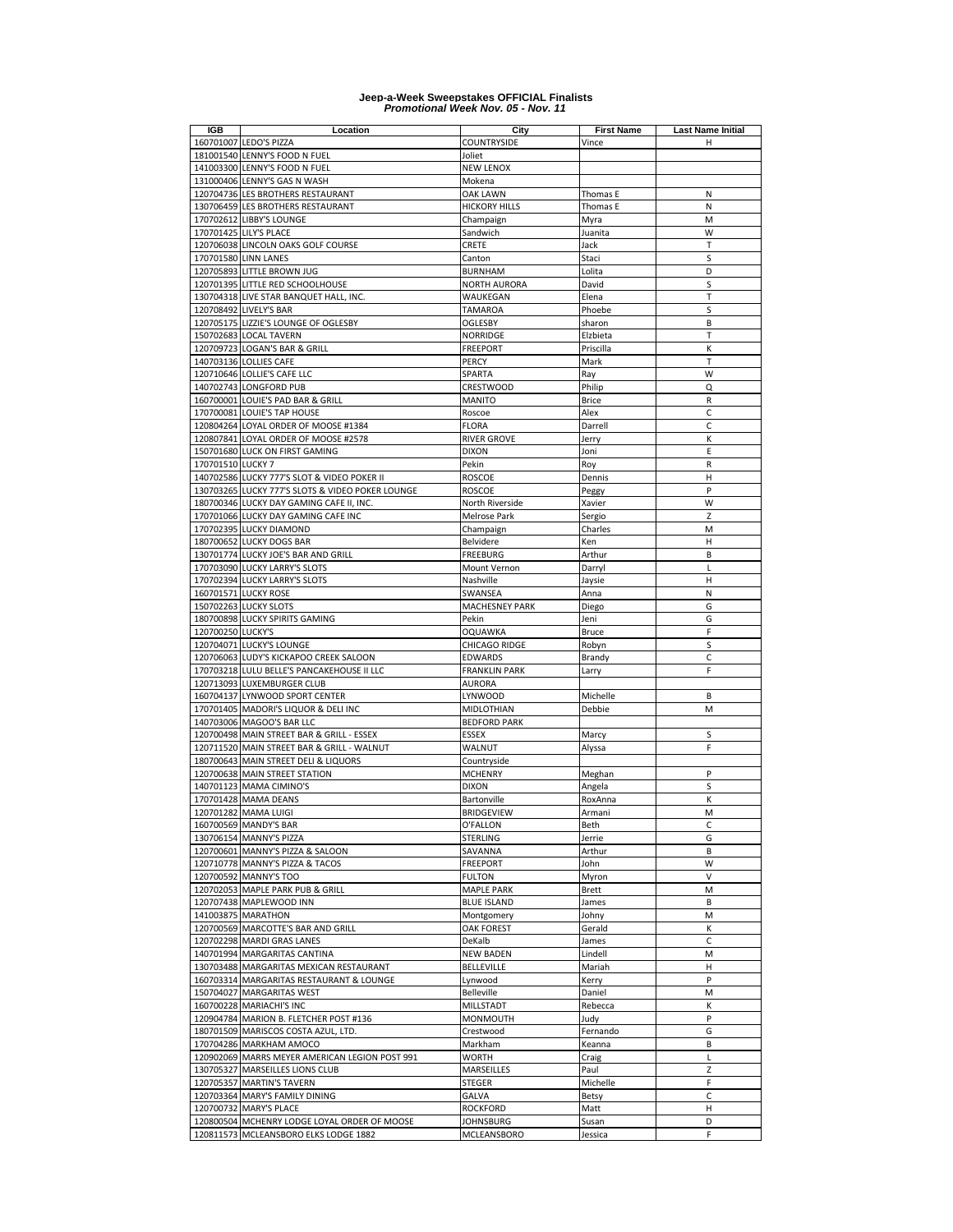**Jeep-a-Week Sweepstakes OFFICIAL Finalists**
***Promotional Week Nov. 05 - Nov. 11***

| IGB | Location | City | First Name | Last Name Initial |
|---|---|---|---|---|
| 160701007 | LEDO'S PIZZA | COUNTRYSIDE | Vince | H |
| 181001540 | LENNY'S FOOD N FUEL | Joliet | | |
| 141003300 | LENNY'S FOOD N FUEL | NEW LENOX | | |
| 131000406 | LENNY'S GAS N WASH | Mokena | | |
| 120704736 | LES BROTHERS RESTAURANT | OAK LAWN | Thomas E | N |
| 130706459 | LES BROTHERS RESTAURANT | HICKORY HILLS | Thomas E | N |
| 170702612 | LIBBY'S LOUNGE | Champaign | Myra | M |
| 170701425 | LILY'S PLACE | Sandwich | Juanita | W |
| 120706038 | LINCOLN OAKS GOLF COURSE | CRETE | Jack | T |
| 170701580 | LINN LANES | Canton | Staci | S |
| 120705893 | LITTLE BROWN JUG | BURNHAM | Lolita | D |
| 120701395 | LITTLE RED SCHOOLHOUSE | NORTH AURORA | David | S |
| 130704318 | LIVE STAR BANQUET HALL, INC. | WAUKEGAN | Elena | T |
| 120708492 | LIVELY'S BAR | TAMAROA | Phoebe | S |
| 120705175 | LIZZIE'S LOUNGE OF OGLESBY | OGLESBY | sharon | B |
| 150702683 | LOCAL TAVERN | NORRIDGE | Elzbieta | T |
| 120709723 | LOGAN'S BAR & GRILL | FREEPORT | Priscilla | K |
| 140703136 | LOLLIES CAFE | PERCY | Mark | T |
| 120710646 | LOLLIE'S CAFE LLC | SPARTA | Ray | W |
| 140702743 | LONGFORD PUB | CRESTWOOD | Philip | Q |
| 160700001 | LOUIE'S PAD BAR & GRILL | MANITO | Brice | R |
| 170700081 | LOUIE'S TAP HOUSE | Roscoe | Alex | C |
| 120804264 | LOYAL ORDER OF MOOSE #1384 | FLORA | Darrell | C |
| 120807841 | LOYAL ORDER OF MOOSE #2578 | RIVER GROVE | Jerry | K |
| 150701680 | LUCK ON FIRST GAMING | DIXON | Joni | E |
| 170701510 | LUCKY 7 | Pekin | Roy | R |
| 140702586 | LUCKY 777'S SLOT & VIDEO POKER II | ROSCOE | Dennis | H |
| 130703265 | LUCKY 777'S SLOTS & VIDEO POKER LOUNGE | ROSCOE | Peggy | P |
| 180700346 | LUCKY DAY GAMING CAFE II, INC. | North Riverside | Xavier | W |
| 170701066 | LUCKY DAY GAMING CAFE INC | Melrose Park | Sergio | Z |
| 170702395 | LUCKY DIAMOND | Champaign | Charles | M |
| 180700652 | LUCKY DOGS BAR | Belvidere | Ken | H |
| 130701774 | LUCKY JOE'S BAR AND GRILL | FREEBURG | Arthur | B |
| 170703090 | LUCKY LARRY'S SLOTS | Mount Vernon | Darryl | L |
| 170702394 | LUCKY LARRY'S SLOTS | Nashville | Jaysie | H |
| 160701571 | LUCKY ROSE | SWANSEA | Anna | N |
| 150702263 | LUCKY SLOTS | MACHESNEY PARK | Diego | G |
| 180700898 | LUCKY SPIRITS GAMING | Pekin | Jeni | G |
| 120700250 | LUCKY'S | OQUAWKA | Bruce | F |
| 120704071 | LUCKY'S LOUNGE | CHICAGO RIDGE | Robyn | S |
| 120706063 | LUDY'S KICKAPOO CREEK SALOON | EDWARDS | Brandy | C |
| 170703218 | LULU BELLE'S PANCAKEHOUSE II LLC | FRANKLIN PARK | Larry | F |
| 120713093 | LUXEMBURGER CLUB | AURORA | | |
| 160704137 | LYNWOOD SPORT CENTER | LYNWOOD | Michelle | B |
| 170701405 | MADORI'S LIQUOR & DELI INC | MIDLOTHIAN | Debbie | M |
| 140703006 | MAGOO'S BAR LLC | BEDFORD PARK | | |
| 120700498 | MAIN STREET BAR & GRILL - ESSEX | ESSEX | Marcy | S |
| 120711520 | MAIN STREET BAR & GRILL - WALNUT | WALNUT | Alyssa | F |
| 180700643 | MAIN STREET DELI & LIQUORS | Countryside | | |
| 120700638 | MAIN STREET STATION | MCHENRY | Meghan | P |
| 140701123 | MAMA CIMINO'S | DIXON | Angela | S |
| 170701428 | MAMA DEANS | Bartonville | RoxAnna | K |
| 120701282 | MAMA LUIGI | BRIDGEVIEW | Armani | M |
| 160700569 | MANDY'S BAR | O'FALLON | Beth | C |
| 130706154 | MANNY'S PIZZA | STERLING | Jerrie | G |
| 120700601 | MANNY'S PIZZA & SALOON | SAVANNA | Arthur | B |
| 120710778 | MANNY'S PIZZA & TACOS | FREEPORT | John | W |
| 120700592 | MANNY'S TOO | FULTON | Myron | V |
| 120702053 | MAPLE PARK PUB & GRILL | MAPLE PARK | Brett | M |
| 120707438 | MAPLEWOOD INN | BLUE ISLAND | James | B |
| 141003875 | MARATHON | Montgomery | Johny | M |
| 120700569 | MARCOTTE'S BAR AND GRILL | OAK FOREST | Gerald | K |
| 120702298 | MARDI GRAS LANES | DeKalb | James | C |
| 140701994 | MARGARITAS CANTINA | NEW BADEN | Lindell | M |
| 130703488 | MARGARITAS MEXICAN RESTAURANT | BELLEVILLE | Mariah | H |
| 160703314 | MARGARITAS RESTAURANT & LOUNGE | Lynwood | Kerry | P |
| 150704027 | MARGARITAS WEST | Belleville | Daniel | M |
| 160700228 | MARIACHI'S INC | MILLSTADT | Rebecca | K |
| 120904784 | MARION B. FLETCHER POST #136 | MONMOUTH | Judy | P |
| 180701509 | MARISCOS COSTA AZUL, LTD. | Crestwood | Fernando | G |
| 170704286 | MARKHAM AMOCO | Markham | Keanna | B |
| 120902069 | MARRS MEYER AMERICAN LEGION POST 991 | WORTH | Craig | L |
| 130705327 | MARSEILLES LIONS CLUB | MARSEILLES | Paul | Z |
| 120705357 | MARTIN'S TAVERN | STEGER | Michelle | F |
| 120703364 | MARY'S FAMILY DINING | GALVA | Betsy | C |
| 120700732 | MARY'S PLACE | ROCKFORD | Matt | H |
| 120800504 | MCHENRY LODGE LOYAL ORDER OF MOOSE | JOHNSBURG | Susan | D |
| 120811573 | MCLEANSBORO ELKS LODGE 1882 | MCLEANSBORO | Jessica | F |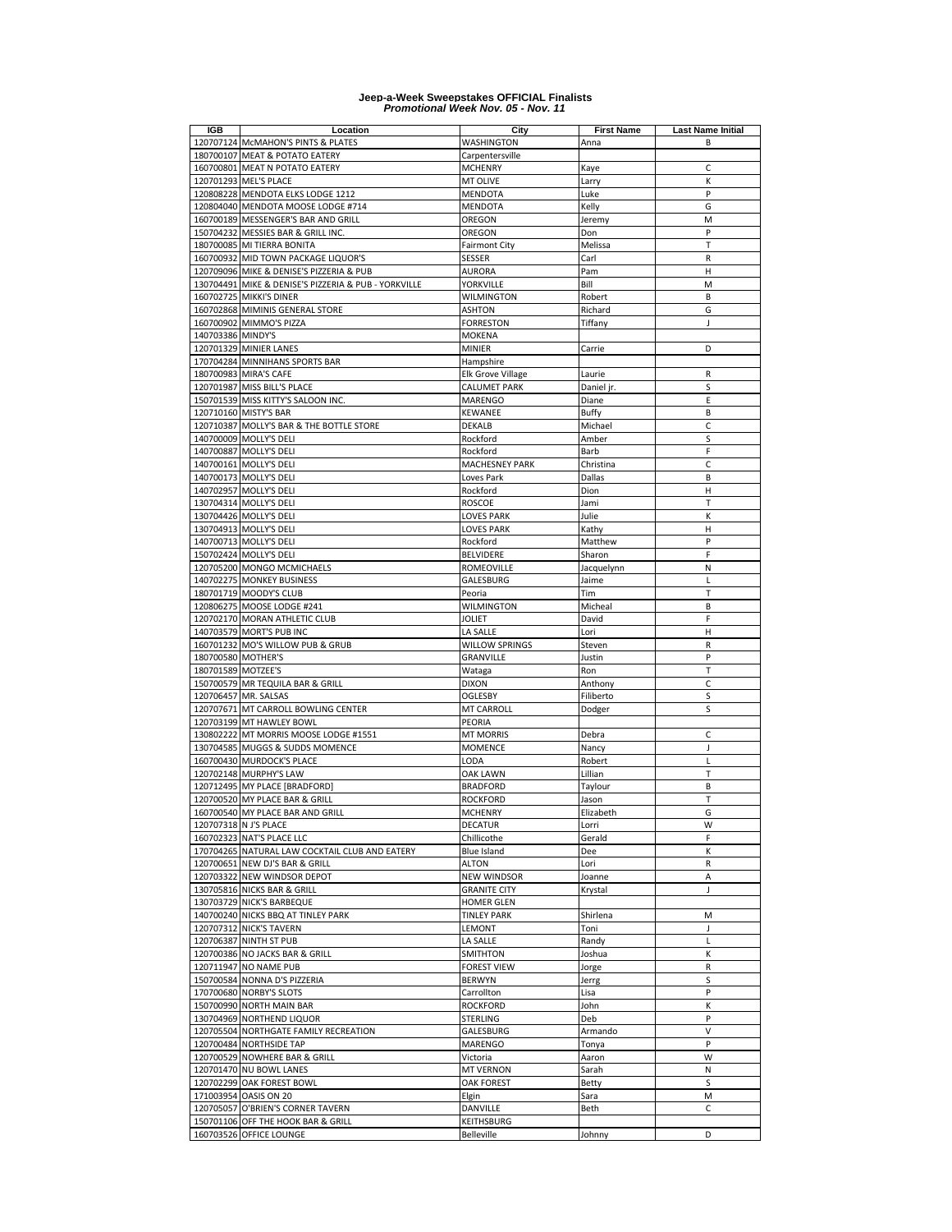# Jeep-a-Week Sweepstakes OFFICIAL Finalists
## *Promotional Week Nov. 05 - Nov. 11*

| IGB | Location | City | First Name | Last Name Initial |
|---|---|---|---|---|
| 120707124 | McMAHON'S PINTS & PLATES | WASHINGTON | Anna | B |
| 180700107 | MEAT & POTATO EATERY | Carpentersville | | |
| 160700801 | MEAT N POTATO EATERY | MCHENRY | Kaye | C |
| 120701293 | MEL'S PLACE | MT OLIVE | Larry | K |
| 120808228 | MENDOTA ELKS LODGE 1212 | MENDOTA | Luke | P |
| 120804040 | MENDOTA MOOSE LODGE #714 | MENDOTA | Kelly | G |
| 160700189 | MESSENGER'S BAR AND GRILL | OREGON | Jeremy | M |
| 150704232 | MESSIES BAR & GRILL INC. | OREGON | Don | P |
| 180700085 | MI TIERRA BONITA | Fairmont City | Melissa | T |
| 160700932 | MID TOWN PACKAGE LIQUOR'S | SESSER | Carl | R |
| 120709096 | MIKE & DENISE'S PIZZERIA & PUB | AURORA | Pam | H |
| 130704491 | MIKE & DENISE'S PIZZERIA & PUB - YORKVILLE | YORKVILLE | Bill | M |
| 160702725 | MIKKI'S DINER | WILMINGTON | Robert | B |
| 160702868 | MIMINIS GENERAL STORE | ASHTON | Richard | G |
| 160700902 | MIMMO'S PIZZA | FORRESTON | Tiffany | J |
| 140703386 | MINDY'S | MOKENA | | |
| 120701329 | MINIER LANES | MINIER | Carrie | D |
| 170704284 | MINNIHANS SPORTS BAR | Hampshire | | |
| 180700983 | MIRA'S CAFE | Elk Grove Village | Laurie | R |
| 120701987 | MISS BILL'S PLACE | CALUMET PARK | Daniel jr. | S |
| 150701539 | MISS KITTY'S SALOON INC. | MARENGO | Diane | E |
| 120710160 | MISTY'S BAR | KEWANEE | Buffy | B |
| 120710387 | MOLLY'S BAR & THE BOTTLE STORE | DEKALB | Michael | C |
| 140700009 | MOLLY'S DELI | Rockford | Amber | S |
| 140700887 | MOLLY'S DELI | Rockford | Barb | F |
| 140700161 | MOLLY'S DELI | MACHESNEY PARK | Christina | C |
| 140700173 | MOLLY'S DELI | Loves Park | Dallas | B |
| 140702957 | MOLLY'S DELI | Rockford | Dion | H |
| 130704314 | MOLLY'S DELI | ROSCOE | Jami | T |
| 130704426 | MOLLY'S DELI | LOVES PARK | Julie | K |
| 130704913 | MOLLY'S DELI | LOVES PARK | Kathy | H |
| 140700713 | MOLLY'S DELI | Rockford | Matthew | P |
| 150702424 | MOLLY'S DELI | BELVIDERE | Sharon | F |
| 120705200 | MONGO MCMICHAELS | ROMEOVILLE | Jacquelynn | N |
| 140702275 | MONKEY BUSINESS | GALESBURG | Jaime | L |
| 180701719 | MOODY'S CLUB | Peoria | Tim | T |
| 120806275 | MOOSE LODGE #241 | WILMINGTON | Micheal | B |
| 120702170 | MORAN ATHLETIC CLUB | JOLIET | David | F |
| 140703579 | MORT'S PUB INC | LA SALLE | Lori | H |
| 160701232 | MO'S WILLOW PUB & GRUB | WILLOW SPRINGS | Steven | R |
| 180700580 | MOTHER'S | GRANVILLE | Justin | P |
| 180701589 | MOTZEE'S | Wataga | Ron | T |
| 150700579 | MR TEQUILA BAR & GRILL | DIXON | Anthony | C |
| 120706457 | MR. SALSAS | OGLESBY | Filiberto | S |
| 120707671 | MT CARROLL BOWLING CENTER | MT CARROLL | Dodger | S |
| 120703199 | MT HAWLEY BOWL | PEORIA | | |
| 130802222 | MT MORRIS MOOSE LODGE #1551 | MT MORRIS | Debra | C |
| 130704585 | MUGGS & SUDDS MOMENCE | MOMENCE | Nancy | J |
| 160700430 | MURDOCK'S PLACE | LODA | Robert | L |
| 120702148 | MURPHY'S LAW | OAK LAWN | Lillian | T |
| 120712495 | MY PLACE [BRADFORD] | BRADFORD | Taylour | B |
| 120700520 | MY PLACE BAR & GRILL | ROCKFORD | Jason | T |
| 160700540 | MY PLACE BAR AND GRILL | MCHENRY | Elizabeth | G |
| 120707318 | N J'S PLACE | DECATUR | Lorri | W |
| 160702323 | NAT'S PLACE LLC | Chillicothe | Gerald | F |
| 170704265 | NATURAL LAW COCKTAIL CLUB AND EATERY | Blue Island | Dee | K |
| 120700651 | NEW DJ'S BAR & GRILL | ALTON | Lori | R |
| 120703322 | NEW WINDSOR DEPOT | NEW WINDSOR | Joanne | A |
| 130705816 | NICKS BAR & GRILL | GRANITE CITY | Krystal | J |
| 130703729 | NICK'S BARBEQUE | HOMER GLEN | | |
| 140700240 | NICKS BBQ AT TINLEY PARK | TINLEY PARK | Shirlena | M |
| 120707312 | NICK'S TAVERN | LEMONT | Toni | J |
| 120706387 | NINTH ST PUB | LA SALLE | Randy | L |
| 120700386 | NO JACKS BAR & GRILL | SMITHTON | Joshua | K |
| 120711947 | NO NAME PUB | FOREST VIEW | Jorge | R |
| 150700584 | NONNA D'S PIZZERIA | BERWYN | Jerrg | S |
| 170700680 | NORBY'S SLOTS | Carrollton | Lisa | P |
| 150700990 | NORTH MAIN BAR | ROCKFORD | John | K |
| 130704969 | NORTHEND LIQUOR | STERLING | Deb | P |
| 120705504 | NORTHGATE FAMILY RECREATION | GALESBURG | Armando | V |
| 120700484 | NORTHSIDE TAP | MARENGO | Tonya | P |
| 120700529 | NOWHERE BAR & GRILL | Victoria | Aaron | W |
| 120701470 | NU BOWL LANES | MT VERNON | Sarah | N |
| 120702299 | OAK FOREST BOWL | OAK FOREST | Betty | S |
| 171003954 | OASIS ON 20 | Elgin | Sara | M |
| 120705057 | O'BRIEN'S CORNER TAVERN | DANVILLE | Beth | C |
| 150701106 | OFF THE HOOK BAR & GRILL | KEITHSBURG | | |
| 160703526 | OFFICE LOUNGE | Belleville | Johnny | D |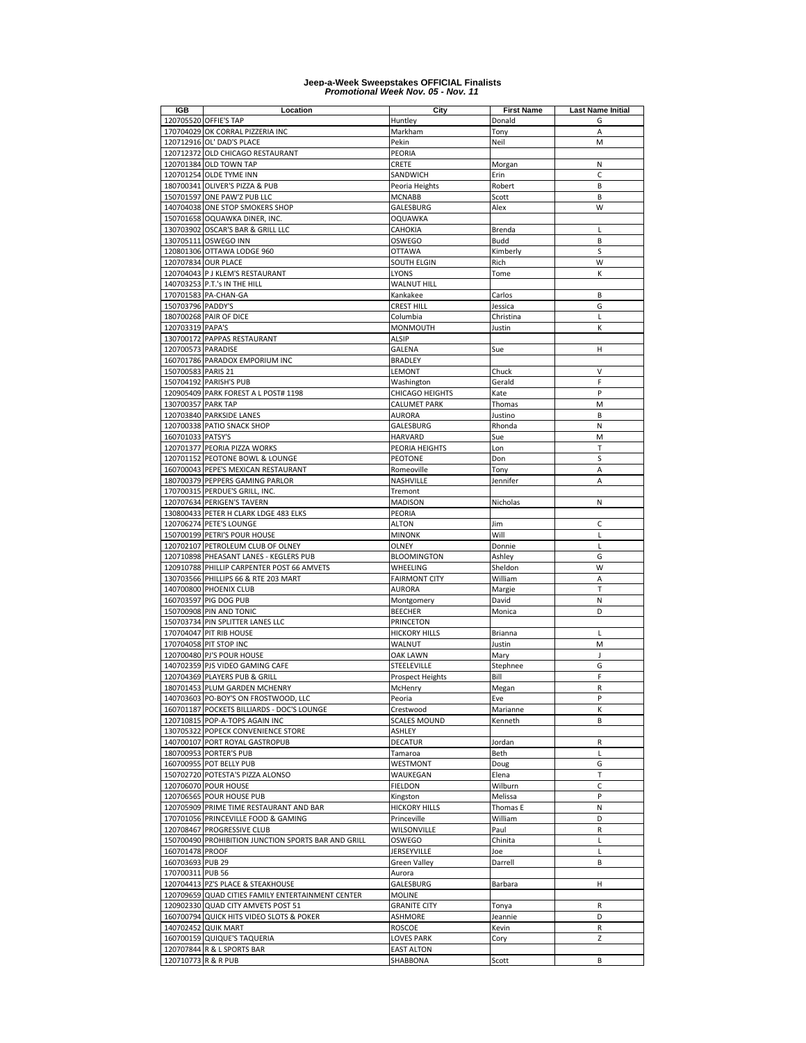# Jeep-a-Week Sweepstakes OFFICIAL Finalists
### *Promotional Week Nov. 05 - Nov. 11*

| IGB | Location | City | First Name | Last Name Initial |
|---|---|---|---|---|
| 120705520 | OFFIE'S TAP | Huntley | Donald | G |
| 170704029 | OK CORRAL PIZZERIA INC | Markham | Tony | A |
| 120712916 | OL' DAD'S PLACE | Pekin | Neil | M |
| 120712372 | OLD CHICAGO RESTAURANT | PEORIA | | |
| 120701384 | OLD TOWN TAP | CRETE | Morgan | N |
| 120701254 | OLDE TYME INN | SANDWICH | Erin | C |
| 180700341 | OLIVER'S PIZZA & PUB | Peoria Heights | Robert | B |
| 150701597 | ONE PAW'Z PUB LLC | MCNABB | Scott | B |
| 140704038 | ONE STOP SMOKERS SHOP | GALESBURG | Alex | W |
| 150701658 | OQUAWKA DINER, INC. | OQUAWKA | | |
| 130703902 | OSCAR'S BAR & GRILL LLC | CAHOKIA | Brenda | L |
| 130705111 | OSWEGO INN | OSWEGO | Budd | B |
| 120801306 | OTTAWA LODGE 960 | OTTAWA | Kimberly | S |
| 120707834 | OUR PLACE | SOUTH ELGIN | Rich | W |
| 120704043 | P J KLEM'S RESTAURANT | LYONS | Tome | K |
| 140703253 | P.T.'s IN THE HILL | WALNUT HILL | | |
| 170701583 | PA-CHAN-GA | Kankakee | Carlos | B |
| 150703796 | PADDY'S | CREST HILL | Jessica | G |
| 180700268 | PAIR OF DICE | Columbia | Christina | L |
| 120703319 | PAPA'S | MONMOUTH | Justin | K |
| 130700172 | PAPPAS RESTAURANT | ALSIP | | |
| 120700573 | PARADISE | GALENA | Sue | H |
| 160701786 | PARADOX EMPORIUM INC | BRADLEY | | |
| 150700583 | PARIS 21 | LEMONT | Chuck | V |
| 150704192 | PARISH'S PUB | Washington | Gerald | F |
| 120905409 | PARK FOREST A L POST# 1198 | CHICAGO HEIGHTS | Kate | P |
| 130700357 | PARK TAP | CALUMET PARK | Thomas | M |
| 120703840 | PARKSIDE LANES | AURORA | Justino | B |
| 120700338 | PATIO SNACK SHOP | GALESBURG | Rhonda | N |
| 160701033 | PATSY'S | HARVARD | Sue | M |
| 120701377 | PEORIA PIZZA WORKS | PEORIA HEIGHTS | Lon | T |
| 120701152 | PEOTONE BOWL & LOUNGE | PEOTONE | Don | S |
| 160700043 | PEPE'S MEXICAN RESTAURANT | Romeoville | Tony | A |
| 180700379 | PEPPERS GAMING PARLOR | NASHVILLE | Jennifer | A |
| 170700315 | PERDUE'S GRILL, INC. | Tremont | | |
| 120707634 | PERIGEN'S TAVERN | MADISON | Nicholas | N |
| 130800433 | PETER H CLARK LDGE 483 ELKS | PEORIA | | |
| 120706274 | PETE'S LOUNGE | ALTON | Jim | C |
| 150700199 | PETRI'S POUR HOUSE | MINONK | Will | L |
| 120702107 | PETROLEUM CLUB OF OLNEY | OLNEY | Donnie | L |
| 120710898 | PHEASANT LANES - KEGLERS PUB | BLOOMINGTON | Ashley | G |
| 120910788 | PHILLIP CARPENTER POST 66 AMVETS | WHEELING | Sheldon | W |
| 130703566 | PHILLIPS 66 & RTE 203 MART | FAIRMONT CITY | William | A |
| 140700800 | PHOENIX CLUB | AURORA | Margie | T |
| 160703597 | PIG DOG PUB | Montgomery | David | N |
| 150700908 | PIN AND TONIC | BEECHER | Monica | D |
| 150703734 | PIN SPLITTER LANES LLC | PRINCETON | | |
| 170704047 | PIT RIB HOUSE | HICKORY HILLS | Brianna | L |
| 170704058 | PIT STOP INC | WALNUT | Justin | M |
| 120700480 | PJ'S POUR HOUSE | OAK LAWN | Mary | J |
| 140702359 | PJS VIDEO GAMING CAFE | STEELEVILLE | Stephnee | G |
| 120704369 | PLAYERS PUB & GRILL | Prospect Heights | Bill | F |
| 180701453 | PLUM GARDEN MCHENRY | McHenry | Megan | R |
| 140703603 | PO-BOY'S ON FROSTWOOD, LLC | Peoria | Eve | P |
| 160701187 | POCKETS BILLIARDS - DOC'S LOUNGE | Crestwood | Marianne | K |
| 120710815 | POP-A-TOPS AGAIN INC | SCALES MOUND | Kenneth | B |
| 130705322 | POPECK CONVENIENCE STORE | ASHLEY | | |
| 140700107 | PORT ROYAL GASTROPUB | DECATUR | Jordan | R |
| 180700953 | PORTER'S PUB | Tamaroa | Beth | L |
| 160700955 | POT BELLY PUB | WESTMONT | Doug | G |
| 150702720 | POTESTA'S PIZZA ALONSO | WAUKEGAN | Elena | T |
| 120706070 | POUR HOUSE | FIELDON | Wilburn | C |
| 120706565 | POUR HOUSE PUB | Kingston | Melissa | P |
| 120705909 | PRIME TIME RESTAURANT AND BAR | HICKORY HILLS | Thomas E | N |
| 170701056 | PRINCEVILLE FOOD & GAMING | Princeville | William | D |
| 120708467 | PROGRESSIVE CLUB | WILSONVILLE | Paul | R |
| 150700490 | PROHIBITION JUNCTION SPORTS BAR AND GRILL | OSWEGO | Chinita | L |
| 160701478 | PROOF | JERSEYVILLE | Joe | L |
| 160703693 | PUB 29 | Green Valley | Darrell | B |
| 170700311 | PUB 56 | Aurora | | |
| 120704413 | PZ'S PLACE & STEAKHOUSE | GALESBURG | Barbara | H |
| 120709659 | QUAD CITIES FAMILY ENTERTAINMENT CENTER | MOLINE | | |
| 120902330 | QUAD CITY AMVETS POST 51 | GRANITE CITY | Tonya | R |
| 160700794 | QUICK HITS VIDEO SLOTS & POKER | ASHMORE | Jeannie | D |
| 140702452 | QUIK MART | ROSCOE | Kevin | R |
| 160700159 | QUIQUE'S TAQUERIA | LOVES PARK | Cory | Z |
| 120707844 | R & L SPORTS BAR | EAST ALTON | | |
| 120710773 | R & R PUB | SHABBONA | Scott | B |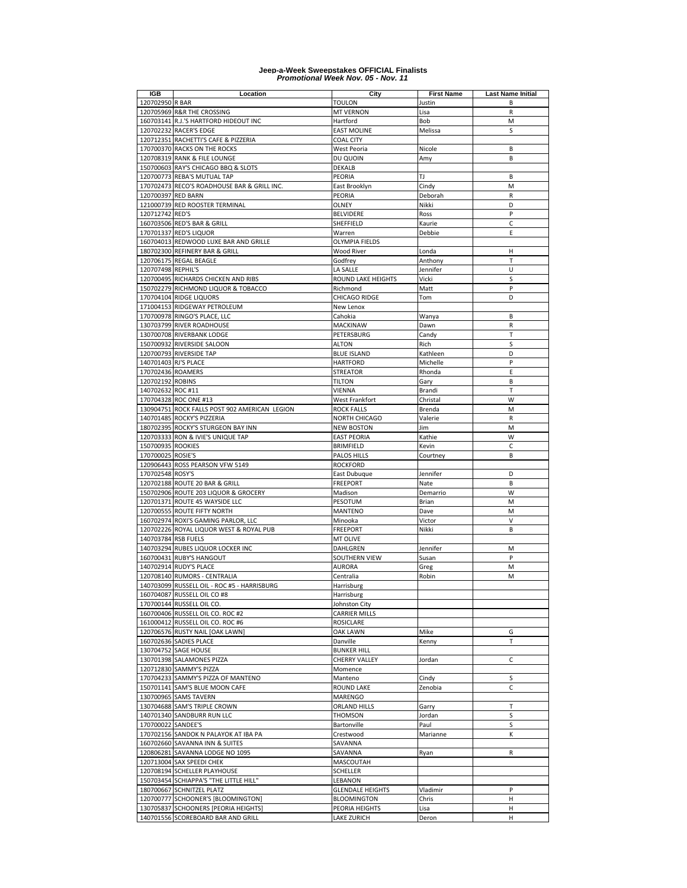**Jeep-a-Week Sweepstakes OFFICIAL Finalists**
***Promotional Week Nov. 05 - Nov. 11***

| IGB | Location | City | First Name | Last Name Initial |
|---|---|---|---|---|
| 120702950 | R BAR | TOULON | Justin | B |
| 120705969 | R&R THE CROSSING | MT VERNON | Lisa | R |
| 160703141 | R.J.'S HARTFORD HIDEOUT INC | Hartford | Bob | M |
| 120702232 | RACER'S EDGE | EAST MOLINE | Melissa | S |
| 120712351 | RACHETTI'S CAFE & PIZZERIA | COAL CITY | | |
| 170700370 | RACKS ON THE ROCKS | West Peoria | Nicole | B |
| 120708319 | RANK & FILE LOUNGE | DU QUOIN | Amy | B |
| 150700603 | RAY'S CHICAGO BBQ & SLOTS | DEKALB | | |
| 120700773 | REBA'S MUTUAL TAP | PEORIA | TJ | B |
| 170702473 | RECO'S ROADHOUSE BAR & GRILL INC. | East Brooklyn | Cindy | M |
| 120700397 | RED BARN | PEORIA | Deborah | R |
| 121000739 | RED ROOSTER TERMINAL | OLNEY | Nikki | D |
| 120712742 | RED'S | BELVIDERE | Ross | P |
| 160703506 | RED'S BAR & GRILL | SHEFFIELD | Kaurie | C |
| 170701337 | RED'S LIQUOR | Warren | Debbie | E |
| 160704013 | REDWOOD LUXE BAR AND GRILLE | OLYMPIA FIELDS | | |
| 180702300 | REFINERY BAR & GRILL | Wood River | Londa | H |
| 120706175 | REGAL BEAGLE | Godfrey | Anthony | T |
| 120707498 | REPHIL'S | LA SALLE | Jennifer | U |
| 120700495 | RICHARDS CHICKEN AND RIBS | ROUND LAKE HEIGHTS | Vicki | S |
| 150702279 | RICHMOND LIQUOR & TOBACCO | Richmond | Matt | P |
| 170704104 | RIDGE LIQUORS | CHICAGO RIDGE | Tom | D |
| 171004153 | RIDGEWAY PETROLEUM | New Lenox | | |
| 170700978 | RINGO'S PLACE, LLC | Cahokia | Wanya | B |
| 130703799 | RIVER ROADHOUSE | MACKINAW | Dawn | R |
| 130700708 | RIVERBANK LODGE | PETERSBURG | Candy | T |
| 150700932 | RIVERSIDE SALOON | ALTON | Rich | S |
| 120700793 | RIVERSIDE TAP | BLUE ISLAND | Kathleen | D |
| 140701403 | RJ'S PLACE | HARTFORD | Michelle | P |
| 170702436 | ROAMERS | STREATOR | Rhonda | E |
| 120702192 | ROBINS | TILTON | Gary | B |
| 140702632 | ROC #11 | VIENNA | Brandi | T |
| 170704328 | ROC ONE #13 | West Frankfort | Christal | W |
| 130904751 | ROCK FALLS POST 902 AMERICAN LEGION | ROCK FALLS | Brenda | M |
| 140701485 | ROCKY'S PIZZERIA | NORTH CHICAGO | Valerie | R |
| 180702395 | ROCKY'S STURGEON BAY INN | NEW BOSTON | Jim | M |
| 120703333 | RON & IVIE'S UNIQUE TAP | EAST PEORIA | Kathie | W |
| 150700935 | ROOKIES | BRIMFIELD | Kevin | C |
| 170700025 | ROSIE'S | PALOS HILLS | Courtney | B |
| 120906443 | ROSS PEARSON VFW 5149 | ROCKFORD | | |
| 170702548 | ROSY'S | East Dubuque | Jennifer | D |
| 120702188 | ROUTE 20 BAR & GRILL | FREEPORT | Nate | B |
| 150702906 | ROUTE 203 LIQUOR & GROCERY | Madison | Demarrio | W |
| 120701371 | ROUTE 45 WAYSIDE LLC | PESOTUM | Brian | M |
| 120700555 | ROUTE FIFTY NORTH | MANTENO | Dave | M |
| 160702974 | ROXI'S GAMING PARLOR, LLC | Minooka | Victor | V |
| 120702226 | ROYAL LIQUOR WEST & ROYAL PUB | FREEPORT | Nikki | B |
| 140703784 | RSB FUELS | MT OLIVE | | |
| 140703294 | RUBES LIQUOR LOCKER INC | DAHLGREN | Jennifer | M |
| 160700431 | RUBY'S HANGOUT | SOUTHERN VIEW | Susan | P |
| 140702914 | RUDY'S PLACE | AURORA | Greg | M |
| 120708140 | RUMORS - CENTRALIA | Centralia | Robin | M |
| 140703099 | RUSSELL OIL - ROC #5 - HARRISBURG | Harrisburg | | |
| 160704087 | RUSSELL OIL CO #8 | Harrisburg | | |
| 170700144 | RUSSELL OIL CO. | Johnston City | | |
| 160700406 | RUSSELL OIL CO. ROC #2 | CARRIER MILLS | | |
| 161000412 | RUSSELL OIL CO. ROC #6 | ROSICLARE | | |
| 120706576 | RUSTY NAIL [OAK LAWN] | OAK LAWN | Mike | G |
| 160702636 | SADIES PLACE | Danville | Kenny | T |
| 130704752 | SAGE HOUSE | BUNKER HILL | | |
| 130701398 | SALAMONES PIZZA | CHERRY VALLEY | Jordan | C |
| 120712830 | SAMMY'S PIZZA | Momence | | |
| 170704233 | SAMMY'S PIZZA OF MANTENO | Manteno | Cindy | S |
| 150701141 | SAM'S BLUE MOON CAFE | ROUND LAKE | Zenobia | C |
| 130700965 | SAMS TAVERN | MARENGO | | |
| 130704688 | SAM'S TRIPLE CROWN | ORLAND HILLS | Garry | T |
| 140701340 | SANDBURR RUN LLC | THOMSON | Jordan | S |
| 170700022 | SANDEE'S | Bartonville | Paul | S |
| 170702156 | SANDOK N PALAYOK AT IBA PA | Crestwood | Marianne | K |
| 160702660 | SAVANNA INN & SUITES | SAVANNA | | |
| 120806281 | SAVANNA LODGE NO 1095 | SAVANNA | Ryan | R |
| 120713004 | SAX SPEEDI CHEK | MASCOUTAH | | |
| 120708194 | SCHELLER PLAYHOUSE | SCHELLER | | |
| 150703454 | SCHIAPPA'S "THE LITTLE HILL" | LEBANON | | |
| 180700667 | SCHNITZEL PLATZ | GLENDALE HEIGHTS | Vladimir | P |
| 120700777 | SCHOONER'S [BLOOMINGTON] | BLOOMINGTON | Chris | H |
| 130705837 | SCHOONERS [PEORIA HEIGHTS] | PEORIA HEIGHTS | Lisa | H |
| 140701556 | SCOREBOARD BAR AND GRILL | LAKE ZURICH | Deron | H |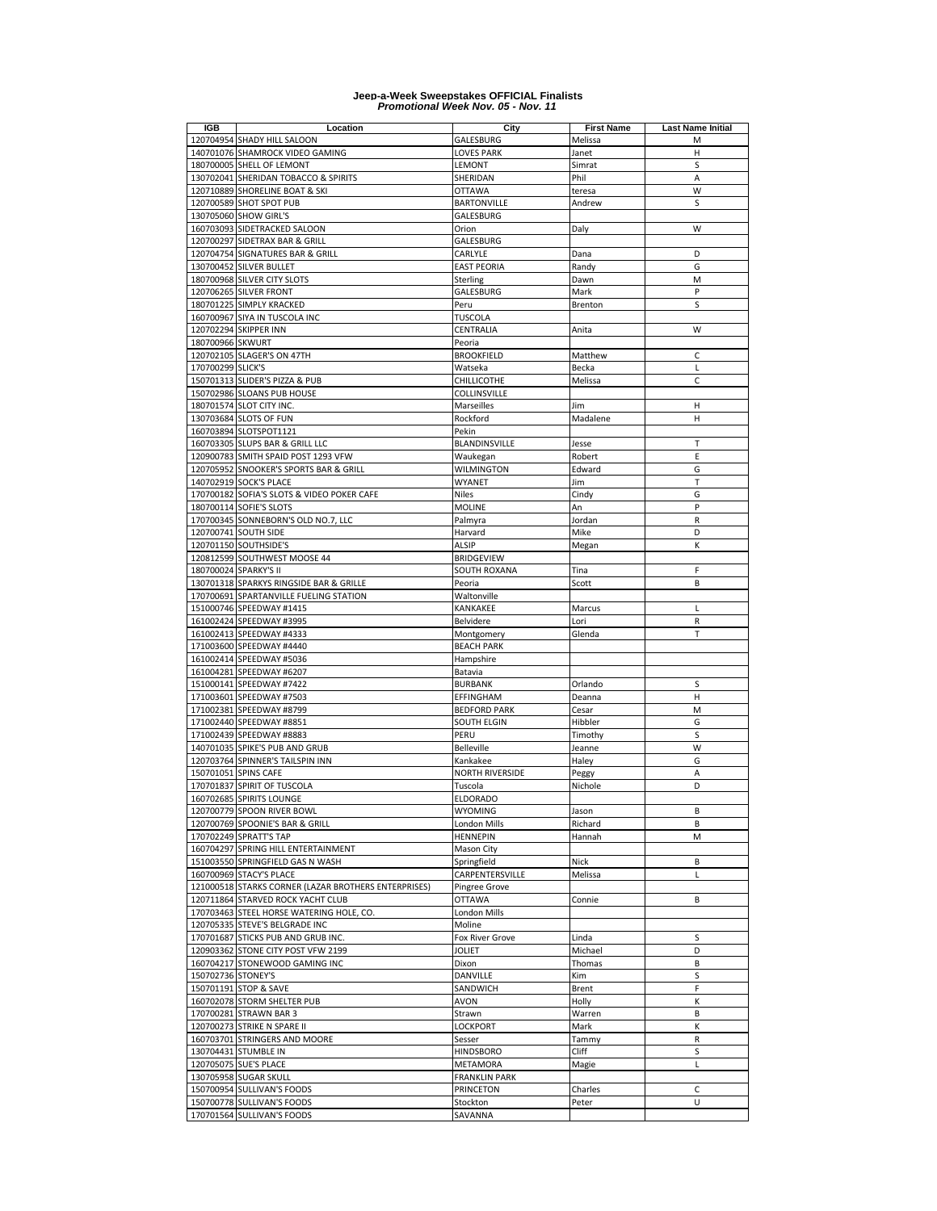**Jeep-a-Week Sweepstakes OFFICIAL Finalists**
***Promotional Week Nov. 05 - Nov. 11***

| IGB | Location | City | First Name | Last Name Initial |
|---|---|---|---|---|
| 120704954 | SHADY HILL SALOON | GALESBURG | Melissa | M |
| 140701076 | SHAMROCK VIDEO GAMING | LOVES PARK | Janet | H |
| 180700005 | SHELL OF LEMONT | LEMONT | Simrat | S |
| 130702041 | SHERIDAN TOBACCO & SPIRITS | SHERIDAN | Phil | A |
| 120710889 | SHORELINE BOAT & SKI | OTTAWA | teresa | W |
| 120700589 | SHOT SPOT PUB | BARTONVILLE | Andrew | S |
| 130705060 | SHOW GIRL'S | GALESBURG | | |
| 160703093 | SIDETRACKED SALOON | Orion | Daly | W |
| 120700297 | SIDETRAX BAR & GRILL | GALESBURG | | |
| 120704754 | SIGNATURES BAR & GRILL | CARLYLE | Dana | D |
| 130700452 | SILVER BULLET | EAST PEORIA | Randy | G |
| 180700968 | SILVER CITY SLOTS | Sterling | Dawn | M |
| 120706265 | SILVER FRONT | GALESBURG | Mark | P |
| 180701225 | SIMPLY KRACKED | Peru | Brenton | S |
| 160700967 | SIYA IN TUSCOLA INC | TUSCOLA | | |
| 120702294 | SKIPPER INN | CENTRALIA | Anita | W |
| 180700966 | SKWURT | Peoria | | |
| 120702105 | SLAGER'S ON 47TH | BROOKFIELD | Matthew | C |
| 170700299 | SLICK'S | Watseka | Becka | L |
| 150701313 | SLIDER'S PIZZA & PUB | CHILLICOTHE | Melissa | C |
| 150702986 | SLOANS PUB HOUSE | COLLINSVILLE | | |
| 180701574 | SLOT CITY INC. | Marseilles | Jim | H |
| 130703684 | SLOTS OF FUN | Rockford | Madalene | H |
| 160703894 | SLOTSPOT1121 | Pekin | | |
| 160703305 | SLUPS BAR & GRILL LLC | BLANDINSVILLE | Jesse | T |
| 120900783 | SMITH SPAID POST 1293 VFW | Waukegan | Robert | E |
| 120705952 | SNOOKER'S SPORTS BAR & GRILL | WILMINGTON | Edward | G |
| 140702919 | SOCK'S PLACE | WYANET | Jim | T |
| 170700182 | SOFIA'S SLOTS & VIDEO POKER CAFE | Niles | Cindy | G |
| 180700114 | SOFIE'S SLOTS | MOLINE | An | P |
| 170700345 | SONNEBORN'S OLD NO.7, LLC | Palmyra | Jordan | R |
| 120700741 | SOUTH SIDE | Harvard | Mike | D |
| 120701150 | SOUTHSIDE'S | ALSIP | Megan | K |
| 120812599 | SOUTHWEST MOOSE 44 | BRIDGEVIEW | | |
| 180700024 | SPARKY'S II | SOUTH ROXANA | Tina | F |
| 130701318 | SPARKYS RINGSIDE BAR & GRILLE | Peoria | Scott | B |
| 170700691 | SPARTANVILLE FUELING STATION | Waltonville | | |
| 151000746 | SPEEDWAY #1415 | KANKAKEE | Marcus | L |
| 161002424 | SPEEDWAY #3995 | Belvidere | Lori | R |
| 161002413 | SPEEDWAY #4333 | Montgomery | Glenda | T |
| 171003600 | SPEEDWAY #4440 | BEACH PARK | | |
| 161002414 | SPEEDWAY #5036 | Hampshire | | |
| 161004281 | SPEEDWAY #6207 | Batavia | | |
| 151000141 | SPEEDWAY #7422 | BURBANK | Orlando | S |
| 171003601 | SPEEDWAY #7503 | EFFINGHAM | Deanna | H |
| 171002381 | SPEEDWAY #8799 | BEDFORD PARK | Cesar | M |
| 171002440 | SPEEDWAY #8851 | SOUTH ELGIN | Hibbler | G |
| 171002439 | SPEEDWAY #8883 | PERU | Timothy | S |
| 140701035 | SPIKE'S PUB AND GRUB | Belleville | Jeanne | W |
| 120703764 | SPINNER'S TAILSPIN INN | Kankakee | Haley | G |
| 150701051 | SPINS CAFE | NORTH RIVERSIDE | Peggy | A |
| 170701837 | SPIRIT OF TUSCOLA | Tuscola | Nichole | D |
| 160702685 | SPIRITS LOUNGE | ELDORADO | | |
| 120700779 | SPOON RIVER BOWL | WYOMING | Jason | B |
| 120700769 | SPOONIE'S BAR & GRILL | London Mills | Richard | B |
| 170702249 | SPRATT'S TAP | HENNEPIN | Hannah | M |
| 160704297 | SPRING HILL ENTERTAINMENT | Mason City | | |
| 151003550 | SPRINGFIELD GAS N WASH | Springfield | Nick | B |
| 160700969 | STACY'S PLACE | CARPENTERSVILLE | Melissa | L |
| 121000518 | STARKS CORNER (LAZAR BROTHERS ENTERPRISES) | Pingree Grove | | |
| 120711864 | STARVED ROCK YACHT CLUB | OTTAWA | Connie | B |
| 170703463 | STEEL HORSE WATERING HOLE, CO. | London Mills | | |
| 120705335 | STEVE'S BELGRADE INC | Moline | | |
| 170701687 | STICKS PUB AND GRUB INC. | Fox River Grove | Linda | S |
| 120903362 | STONE CITY POST VFW 2199 | JOLIET | Michael | D |
| 160704217 | STONEWOOD GAMING INC | Dixon | Thomas | B |
| 150702736 | STONEY'S | DANVILLE | Kim | S |
| 150701191 | STOP & SAVE | SANDWICH | Brent | F |
| 160702078 | STORM SHELTER PUB | AVON | Holly | K |
| 170700281 | STRAWN BAR 3 | Strawn | Warren | B |
| 120700273 | STRIKE N SPARE II | LOCKPORT | Mark | K |
| 160703701 | STRINGERS AND MOORE | Sesser | Tammy | R |
| 130704431 | STUMBLE IN | HINDSBORO | Cliff | S |
| 120705075 | SUE'S PLACE | METAMORA | Magie | L |
| 130705958 | SUGAR SKULL | FRANKLIN PARK | | |
| 150700954 | SULLIVAN'S FOODS | PRINCETON | Charles | C |
| 150700778 | SULLIVAN'S FOODS | Stockton | Peter | U |
| 170701564 | SULLIVAN'S FOODS | SAVANNA | | |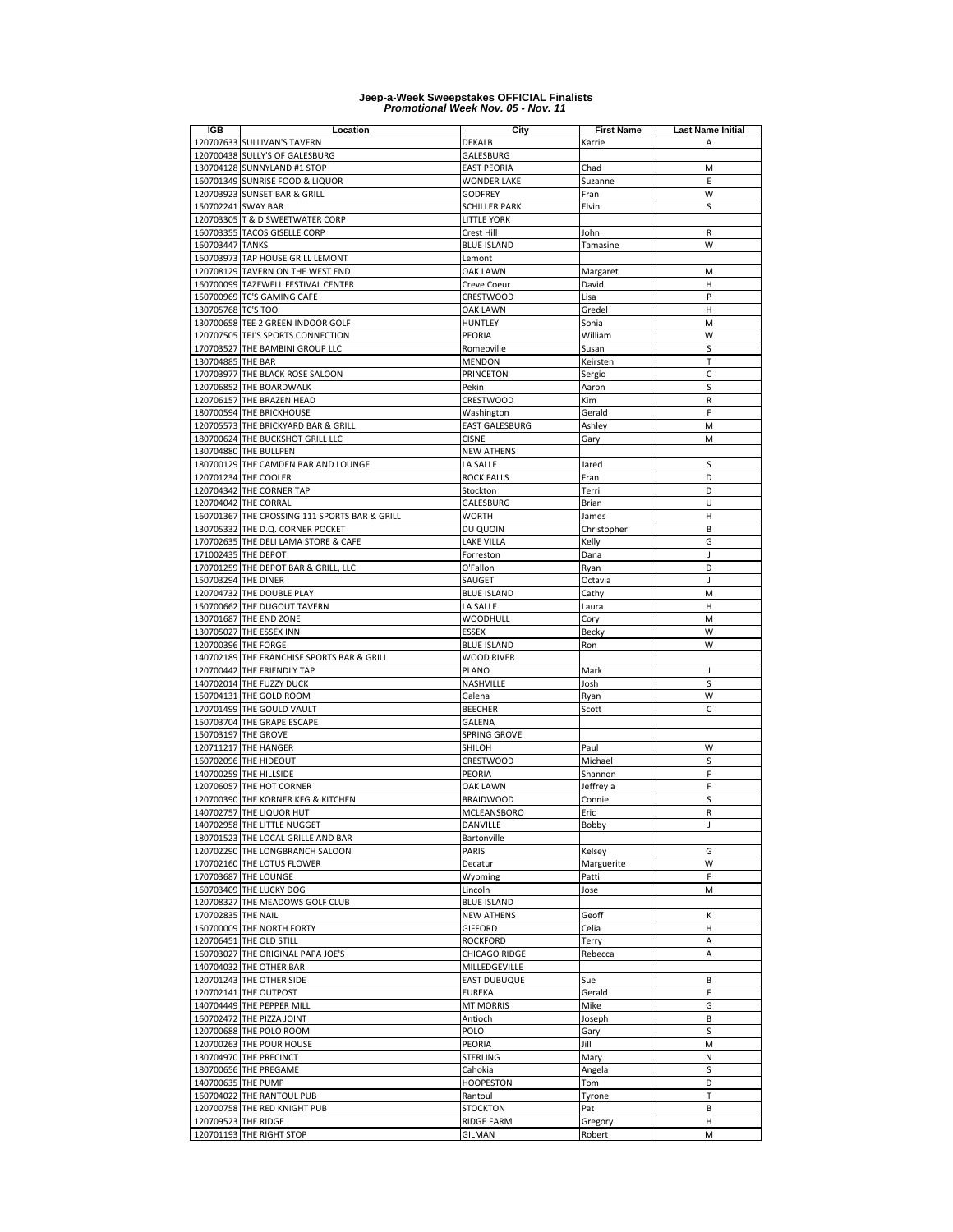# Jeep-a-Week Sweepstakes OFFICIAL Finalists
### *Promotional Week Nov. 05 - Nov. 11*

| IGB | Location | City | First Name | Last Name Initial |
|---|---|---|---|---|
| 120707633 | SULLIVAN'S TAVERN | DEKALB | Karrie | A |
| 120700438 | SULLY'S OF GALESBURG | GALESBURG | | |
| 130704128 | SUNNYLAND #1 STOP | EAST PEORIA | Chad | M |
| 160701349 | SUNRISE FOOD & LIQUOR | WONDER LAKE | Suzanne | E |
| 120703923 | SUNSET BAR & GRILL | GODFREY | Fran | W |
| 150702241 | SWAY BAR | SCHILLER PARK | Elvin | S |
| 120703305 | T & D SWEETWATER CORP | LITTLE YORK | | |
| 160703355 | TACOS GISELLE CORP | Crest Hill | John | R |
| 160703447 | TANKS | BLUE ISLAND | Tamasine | W |
| 160703973 | TAP HOUSE GRILL LEMONT | Lemont | | |
| 120708129 | TAVERN ON THE WEST END | OAK LAWN | Margaret | M |
| 160700099 | TAZEWELL FESTIVAL CENTER | Creve Coeur | David | H |
| 150700969 | TC'S GAMING CAFE | CRESTWOOD | Lisa | P |
| 130705768 | TC'S TOO | OAK LAWN | Gredel | H |
| 130700658 | TEE 2 GREEN INDOOR GOLF | HUNTLEY | Sonia | M |
| 120707505 | TEJ'S SPORTS CONNECTION | PEORIA | William | W |
| 170703527 | THE BAMBINI GROUP LLC | Romeoville | Susan | S |
| 130704885 | THE BAR | MENDON | Keirsten | T |
| 170703977 | THE BLACK ROSE SALOON | PRINCETON | Sergio | C |
| 120706852 | THE BOARDWALK | Pekin | Aaron | S |
| 120706157 | THE BRAZEN HEAD | CRESTWOOD | Kim | R |
| 180700594 | THE BRICKHOUSE | Washington | Gerald | F |
| 120705573 | THE BRICKYARD BAR & GRILL | EAST GALESBURG | Ashley | M |
| 180700624 | THE BUCKSHOT GRILL LLC | CISNE | Gary | M |
| 130704880 | THE BULLPEN | NEW ATHENS | | |
| 180700129 | THE CAMDEN BAR AND LOUNGE | LA SALLE | Jared | S |
| 120701234 | THE COOLER | ROCK FALLS | Fran | D |
| 120704342 | THE CORNER TAP | Stockton | Terri | D |
| 120704042 | THE CORRAL | GALESBURG | Brian | U |
| 160701367 | THE CROSSING 111 SPORTS BAR & GRILL | WORTH | James | H |
| 130705332 | THE D.Q. CORNER POCKET | DU QUOIN | Christopher | B |
| 170702635 | THE DELI LAMA STORE & CAFE | LAKE VILLA | Kelly | G |
| 171002435 | THE DEPOT | Forreston | Dana | J |
| 170701259 | THE DEPOT BAR & GRILL, LLC | O'Fallon | Ryan | D |
| 150703294 | THE DINER | SAUGET | Octavia | J |
| 120704732 | THE DOUBLE PLAY | BLUE ISLAND | Cathy | M |
| 150700662 | THE DUGOUT TAVERN | LA SALLE | Laura | H |
| 130701687 | THE END ZONE | WOODHULL | Cory | M |
| 130705027 | THE ESSEX INN | ESSEX | Becky | W |
| 120700396 | THE FORGE | BLUE ISLAND | Ron | W |
| 140702189 | THE FRANCHISE SPORTS BAR & GRILL | WOOD RIVER | | |
| 120700442 | THE FRIENDLY TAP | PLANO | Mark | J |
| 140702014 | THE FUZZY DUCK | NASHVILLE | Josh | S |
| 150704131 | THE GOLD ROOM | Galena | Ryan | W |
| 170701499 | THE GOULD VAULT | BEECHER | Scott | C |
| 150703704 | THE GRAPE ESCAPE | GALENA | | |
| 150703197 | THE GROVE | SPRING GROVE | | |
| 120711217 | THE HANGER | SHILOH | Paul | W |
| 160702096 | THE HIDEOUT | CRESTWOOD | Michael | S |
| 140700259 | THE HILLSIDE | PEORIA | Shannon | F |
| 120706057 | THE HOT CORNER | OAK LAWN | Jeffrey a | F |
| 120700390 | THE KORNER KEG & KITCHEN | BRAIDWOOD | Connie | S |
| 140702757 | THE LIQUOR HUT | MCLEANSBORO | Eric | R |
| 140702958 | THE LITTLE NUGGET | DANVILLE | Bobby | J |
| 180701523 | THE LOCAL GRILLE AND BAR | Bartonville | | |
| 120702290 | THE LONGBRANCH SALOON | PARIS | Kelsey | G |
| 170702160 | THE LOTUS FLOWER | Decatur | Marguerite | W |
| 170703687 | THE LOUNGE | Wyoming | Patti | F |
| 160703409 | THE LUCKY DOG | Lincoln | Jose | M |
| 120708327 | THE MEADOWS GOLF CLUB | BLUE ISLAND | | |
| 170702835 | THE NAIL | NEW ATHENS | Geoff | K |
| 150700009 | THE NORTH FORTY | GIFFORD | Celia | H |
| 120706451 | THE OLD STILL | ROCKFORD | Terry | A |
| 160703027 | THE ORIGINAL PAPA JOE'S | CHICAGO RIDGE | Rebecca | A |
| 140704032 | THE OTHER BAR | MILLEDGEVILLE | | |
| 120701243 | THE OTHER SIDE | EAST DUBUQUE | Sue | B |
| 120702141 | THE OUTPOST | EUREKA | Gerald | F |
| 140704449 | THE PEPPER MILL | MT MORRIS | Mike | G |
| 160702472 | THE PIZZA JOINT | Antioch | Joseph | B |
| 120700688 | THE POLO ROOM | POLO | Gary | S |
| 120700263 | THE POUR HOUSE | PEORIA | Jill | M |
| 130704970 | THE PRECINCT | STERLING | Mary | N |
| 180700656 | THE PREGAME | Cahokia | Angela | S |
| 140700635 | THE PUMP | HOOPESTON | Tom | D |
| 160704022 | THE RANTOUL PUB | Rantoul | Tyrone | T |
| 120700758 | THE RED KNIGHT PUB | STOCKTON | Pat | B |
| 120709523 | THE RIDGE | RIDGE FARM | Gregory | H |
| 120701193 | THE RIGHT STOP | GILMAN | Robert | M |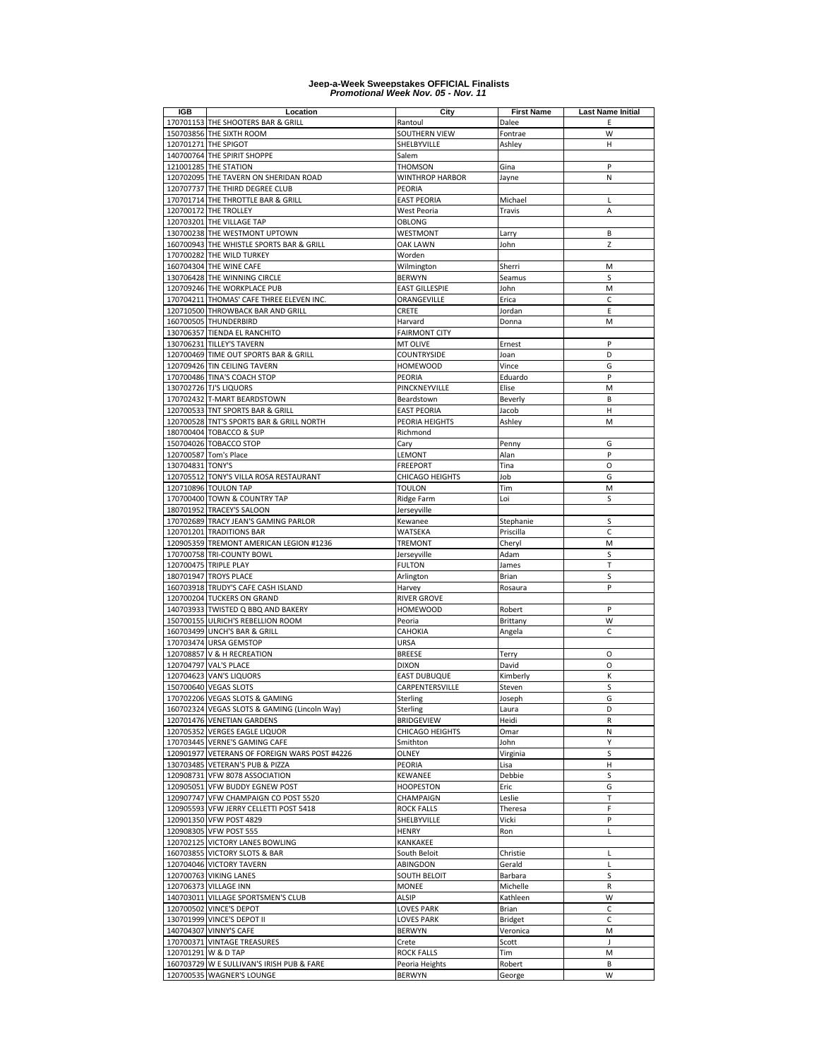**Jeep-a-Week Sweepstakes OFFICIAL Finalists**
***Promotional Week Nov. 05 - Nov. 11***

| IGB | Location | City | First Name | Last Name Initial |
|---|---|---|---|---|
| 170701153 | THE SHOOTERS BAR & GRILL | Rantoul | Dalee | E |
| 150703856 | THE SIXTH ROOM | SOUTHERN VIEW | Fontrae | W |
| 120701271 | THE SPIGOT | SHELBYVILLE | Ashley | H |
| 140700764 | THE SPIRIT SHOPPE | Salem | | |
| 121001285 | THE STATION | THOMSON | Gina | P |
| 120702095 | THE TAVERN ON SHERIDAN ROAD | WINTHROP HARBOR | Jayne | N |
| 120707737 | THE THIRD DEGREE CLUB | PEORIA | | |
| 170701714 | THE THROTTLE BAR & GRILL | EAST PEORIA | Michael | L |
| 120700172 | THE TROLLEY | West Peoria | Travis | A |
| 120703201 | THE VILLAGE TAP | OBLONG | | |
| 130700238 | THE WESTMONT UPTOWN | WESTMONT | Larry | B |
| 160700943 | THE WHISTLE SPORTS BAR & GRILL | OAK LAWN | John | Z |
| 170700282 | THE WILD TURKEY | Worden | | |
| 160704304 | THE WINE CAFE | Wilmington | Sherri | M |
| 130706428 | THE WINNING CIRCLE | BERWYN | Seamus | S |
| 120709246 | THE WORKPLACE PUB | EAST GILLESPIE | John | M |
| 170704211 | THOMAS' CAFE THREE ELEVEN INC. | ORANGEVILLE | Erica | C |
| 120710500 | THROWBACK BAR AND GRILL | CRETE | Jordan | E |
| 160700505 | THUNDERBIRD | Harvard | Donna | M |
| 130706357 | TIENDA EL RANCHITO | FAIRMONT CITY | | |
| 130706231 | TILLEY'S TAVERN | MT OLIVE | Ernest | P |
| 120700469 | TIME OUT SPORTS BAR & GRILL | COUNTRYSIDE | Joan | D |
| 120709426 | TIN CEILING TAVERN | HOMEWOOD | Vince | G |
| 170700486 | TINA'S COACH STOP | PEORIA | Eduardo | P |
| 130702726 | TJ'S LIQUORS | PINCKNEYVILLE | Elise | M |
| 170702432 | T-MART BEARDSTOWN | Beardstown | Beverly | B |
| 120700533 | TNT SPORTS BAR & GRILL | EAST PEORIA | Jacob | H |
| 120700528 | TNT'S SPORTS BAR & GRILL NORTH | PEORIA HEIGHTS | Ashley | M |
| 180700404 | TOBACCO & $UP | Richmond | | |
| 150704026 | TOBACCO STOP | Cary | Penny | G |
| 120700587 | Tom's Place | LEMONT | Alan | P |
| 130704831 | TONY'S | FREEPORT | Tina | O |
| 120705512 | TONY'S VILLA ROSA RESTAURANT | CHICAGO HEIGHTS | Job | G |
| 120710896 | TOULON TAP | TOULON | Tim | M |
| 170700400 | TOWN & COUNTRY TAP | Ridge Farm | Loi | S |
| 180701952 | TRACEY'S SALOON | Jerseyville | | |
| 170702689 | TRACY JEAN'S GAMING PARLOR | Kewanee | Stephanie | S |
| 120701201 | TRADITIONS BAR | WATSEKA | Priscilla | C |
| 120905359 | TREMONT AMERICAN LEGION #1236 | TREMONT | Cheryl | M |
| 170700758 | TRI-COUNTY BOWL | Jerseyville | Adam | S |
| 120700475 | TRIPLE PLAY | FULTON | James | T |
| 180701947 | TROYS PLACE | Arlington | Brian | S |
| 160703918 | TRUDY'S CAFE CASH ISLAND | Harvey | Rosaura | P |
| 120700204 | TUCKERS ON GRAND | RIVER GROVE | | |
| 140703933 | TWISTED Q BBQ AND BAKERY | HOMEWOOD | Robert | P |
| 150700155 | ULRICH'S REBELLION ROOM | Peoria | Brittany | W |
| 160703499 | UNCH'S BAR & GRILL | CAHOKIA | Angela | C |
| 170703474 | URSA GEMSTOP | URSA | | |
| 120708857 | V & H RECREATION | BREESE | Terry | O |
| 120704797 | VAL'S PLACE | DIXON | David | O |
| 120704623 | VAN'S LIQUORS | EAST DUBUQUE | Kimberly | K |
| 150700640 | VEGAS SLOTS | CARPENTERSVILLE | Steven | S |
| 170702206 | VEGAS SLOTS & GAMING | Sterling | Joseph | G |
| 160702324 | VEGAS SLOTS & GAMING (Lincoln Way) | Sterling | Laura | D |
| 120701476 | VENETIAN GARDENS | BRIDGEVIEW | Heidi | R |
| 120705352 | VERGES EAGLE LIQUOR | CHICAGO HEIGHTS | Omar | N |
| 170703445 | VERNE'S GAMING CAFE | Smithton | John | Y |
| 120901977 | VETERANS OF FOREIGN WARS POST #4226 | OLNEY | Virginia | S |
| 130703485 | VETERAN'S PUB & PIZZA | PEORIA | Lisa | H |
| 120908731 | VFW 8078 ASSOCIATION | KEWANEE | Debbie | S |
| 120905051 | VFW BUDDY EGNEW POST | HOOPESTON | Eric | G |
| 120907747 | VFW CHAMPAIGN CO POST 5520 | CHAMPAIGN | Leslie | T |
| 120905593 | VFW JERRY CELLETTI POST 5418 | ROCK FALLS | Theresa | F |
| 120901350 | VFW POST 4829 | SHELBYVILLE | Vicki | P |
| 120908305 | VFW POST 555 | HENRY | Ron | L |
| 120702125 | VICTORY LANES BOWLING | KANKAKEE | | |
| 160703855 | VICTORY SLOTS & BAR | South Beloit | Christie | L |
| 120704046 | VICTORY TAVERN | ABINGDON | Gerald | L |
| 120700763 | VIKING LANES | SOUTH BELOIT | Barbara | S |
| 120706373 | VILLAGE INN | MONEE | Michelle | R |
| 140703011 | VILLAGE SPORTSMEN'S CLUB | ALSIP | Kathleen | W |
| 120700502 | VINCE'S DEPOT | LOVES PARK | Brian | C |
| 130701999 | VINCE'S DEPOT II | LOVES PARK | Bridget | C |
| 140704307 | VINNY'S CAFE | BERWYN | Veronica | M |
| 170700371 | VINTAGE TREASURES | Crete | Scott | J |
| 120701291 | W & D TAP | ROCK FALLS | Tim | M |
| 160703729 | W E SULLIVAN'S IRISH PUB & FARE | Peoria Heights | Robert | B |
| 120700535 | WAGNER'S LOUNGE | BERWYN | George | W |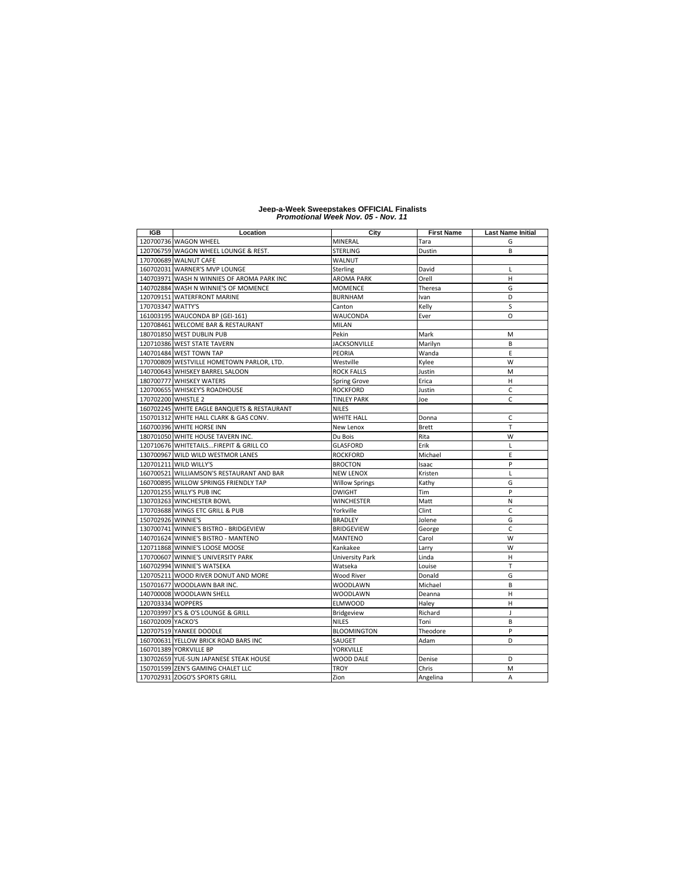**Jeep-a-Week Sweepstakes OFFICIAL Finalists**
***Promotional Week Nov. 05 - Nov. 11***

| IGB | Location | City | First Name | Last Name Initial |
|---|---|---|---|---|
| 120700736 | WAGON WHEEL | MINERAL | Tara | G |
| 120706759 | WAGON WHEEL LOUNGE & REST. | STERLING | Dustin | B |
| 170700689 | WALNUT CAFE | WALNUT | | |
| 160702031 | WARNER'S MVP LOUNGE | Sterling | David | L |
| 140703971 | WASH N WINNIES OF AROMA PARK INC | AROMA PARK | Orell | H |
| 140702884 | WASH N WINNIE'S OF MOMENCE | MOMENCE | Theresa | G |
| 120709151 | WATERFRONT MARINE | BURNHAM | Ivan | D |
| 170703347 | WATTY'S | Canton | Kelly | S |
| 161003195 | WAUCONDA BP (GEI-161) | WAUCONDA | Ever | O |
| 120708461 | WELCOME BAR & RESTAURANT | MILAN | | |
| 180701850 | WEST DUBLIN PUB | Pekin | Mark | M |
| 120710386 | WEST STATE TAVERN | JACKSONVILLE | Marilyn | B |
| 140701484 | WEST TOWN TAP | PEORIA | Wanda | E |
| 170700809 | WESTVILLE HOMETOWN PARLOR, LTD. | Westville | Kylee | W |
| 140700643 | WHISKEY BARREL SALOON | ROCK FALLS | Justin | M |
| 180700777 | WHISKEY WATERS | Spring Grove | Erica | H |
| 120700655 | WHISKEY'S ROADHOUSE | ROCKFORD | Justin | C |
| 170702200 | WHISTLE 2 | TINLEY PARK | Joe | C |
| 160702245 | WHITE EAGLE BANQUETS & RESTAURANT | NILES | | |
| 150701312 | WHITE HALL CLARK & GAS CONV. | WHITE HALL | Donna | C |
| 160700396 | WHITE HORSE INN | New Lenox | Brett | T |
| 180701050 | WHITE HOUSE TAVERN INC. | Du Bois | Rita | W |
| 120710676 | WHITETAILS...FIREPIT & GRILL CO | GLASFORD | Erik | L |
| 130700967 | WILD WILD WESTMOR LANES | ROCKFORD | Michael | E |
| 120701211 | WILD WILLY'S | BROCTON | Isaac | P |
| 160700521 | WILLIAMSON'S RESTAURANT AND BAR | NEW LENOX | Kristen | L |
| 160700895 | WILLOW SPRINGS FRIENDLY TAP | Willow Springs | Kathy | G |
| 120701255 | WILLY'S PUB INC | DWIGHT | Tim | P |
| 130703263 | WINCHESTER BOWL | WINCHESTER | Matt | N |
| 170703688 | WINGS ETC GRILL & PUB | Yorkville | Clint | C |
| 150702926 | WINNIE'S | BRADLEY | Jolene | G |
| 130700741 | WINNIE'S BISTRO - BRIDGEVIEW | BRIDGEVIEW | George | C |
| 140701624 | WINNIE'S BISTRO - MANTENO | MANTENO | Carol | W |
| 120711868 | WINNIE'S LOOSE MOOSE | Kankakee | Larry | W |
| 170700607 | WINNIE'S UNIVERSITY PARK | University Park | Linda | H |
| 160702994 | WINNIE'S WATSEKA | Watseka | Louise | T |
| 120705211 | WOOD RIVER DONUT AND MORE | Wood River | Donald | G |
| 150701677 | WOODLAWN BAR INC. | WOODLAWN | Michael | B |
| 140700008 | WOODLAWN SHELL | WOODLAWN | Deanna | H |
| 120703334 | WOPPERS | ELMWOOD | Haley | H |
| 120703997 | X'S & O'S LOUNGE & GRILL | Bridgeview | Richard | J |
| 160702009 | YACKO'S | NILES | Toni | B |
| 120707519 | YANKEE DOODLE | BLOOMINGTON | Theodore | P |
| 160700631 | YELLOW BRICK ROAD BARS INC | SAUGET | Adam | D |
| 160701389 | YORKVILLE BP | YORKVILLE | | |
| 130702659 | YUE-SUN JAPANESE STEAK HOUSE | WOOD DALE | Denise | D |
| 150701599 | ZEN'S GAMING CHALET LLC | TROY | Chris | M |
| 170702931 | ZOGO'S SPORTS GRILL | Zion | Angelina | A |